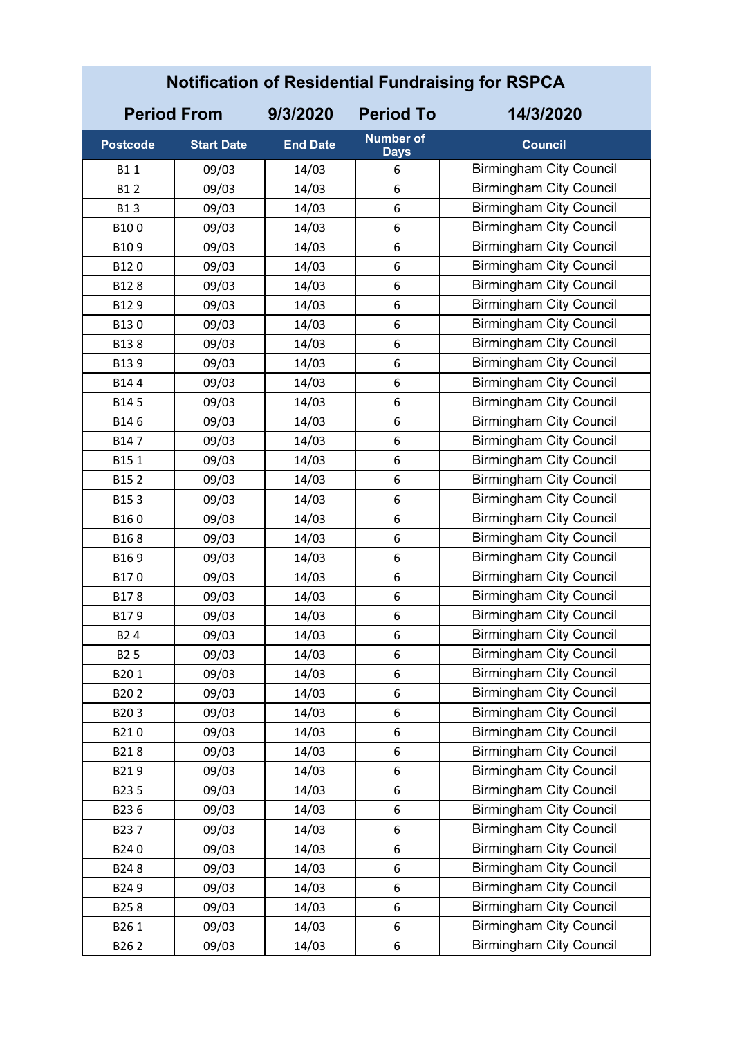# Notification of Residential Fundraising for RSPCA

## Period From 9/3/2020 Period To 14/3/2020

| Postcode | Start Date | End Date | Number of Days | Council |
|---|---|---|---|---|
| B1 1 | 09/03 | 14/03 | 6 | Birmingham City Council |
| B1 2 | 09/03 | 14/03 | 6 | Birmingham City Council |
| B1 3 | 09/03 | 14/03 | 6 | Birmingham City Council |
| B10 0 | 09/03 | 14/03 | 6 | Birmingham City Council |
| B10 9 | 09/03 | 14/03 | 6 | Birmingham City Council |
| B12 0 | 09/03 | 14/03 | 6 | Birmingham City Council |
| B12 8 | 09/03 | 14/03 | 6 | Birmingham City Council |
| B12 9 | 09/03 | 14/03 | 6 | Birmingham City Council |
| B13 0 | 09/03 | 14/03 | 6 | Birmingham City Council |
| B13 8 | 09/03 | 14/03 | 6 | Birmingham City Council |
| B13 9 | 09/03 | 14/03 | 6 | Birmingham City Council |
| B14 4 | 09/03 | 14/03 | 6 | Birmingham City Council |
| B14 5 | 09/03 | 14/03 | 6 | Birmingham City Council |
| B14 6 | 09/03 | 14/03 | 6 | Birmingham City Council |
| B14 7 | 09/03 | 14/03 | 6 | Birmingham City Council |
| B15 1 | 09/03 | 14/03 | 6 | Birmingham City Council |
| B15 2 | 09/03 | 14/03 | 6 | Birmingham City Council |
| B15 3 | 09/03 | 14/03 | 6 | Birmingham City Council |
| B16 0 | 09/03 | 14/03 | 6 | Birmingham City Council |
| B16 8 | 09/03 | 14/03 | 6 | Birmingham City Council |
| B16 9 | 09/03 | 14/03 | 6 | Birmingham City Council |
| B17 0 | 09/03 | 14/03 | 6 | Birmingham City Council |
| B17 8 | 09/03 | 14/03 | 6 | Birmingham City Council |
| B17 9 | 09/03 | 14/03 | 6 | Birmingham City Council |
| B2 4 | 09/03 | 14/03 | 6 | Birmingham City Council |
| B2 5 | 09/03 | 14/03 | 6 | Birmingham City Council |
| B20 1 | 09/03 | 14/03 | 6 | Birmingham City Council |
| B20 2 | 09/03 | 14/03 | 6 | Birmingham City Council |
| B20 3 | 09/03 | 14/03 | 6 | Birmingham City Council |
| B21 0 | 09/03 | 14/03 | 6 | Birmingham City Council |
| B21 8 | 09/03 | 14/03 | 6 | Birmingham City Council |
| B21 9 | 09/03 | 14/03 | 6 | Birmingham City Council |
| B23 5 | 09/03 | 14/03 | 6 | Birmingham City Council |
| B23 6 | 09/03 | 14/03 | 6 | Birmingham City Council |
| B23 7 | 09/03 | 14/03 | 6 | Birmingham City Council |
| B24 0 | 09/03 | 14/03 | 6 | Birmingham City Council |
| B24 8 | 09/03 | 14/03 | 6 | Birmingham City Council |
| B24 9 | 09/03 | 14/03 | 6 | Birmingham City Council |
| B25 8 | 09/03 | 14/03 | 6 | Birmingham City Council |
| B26 1 | 09/03 | 14/03 | 6 | Birmingham City Council |
| B26 2 | 09/03 | 14/03 | 6 | Birmingham City Council |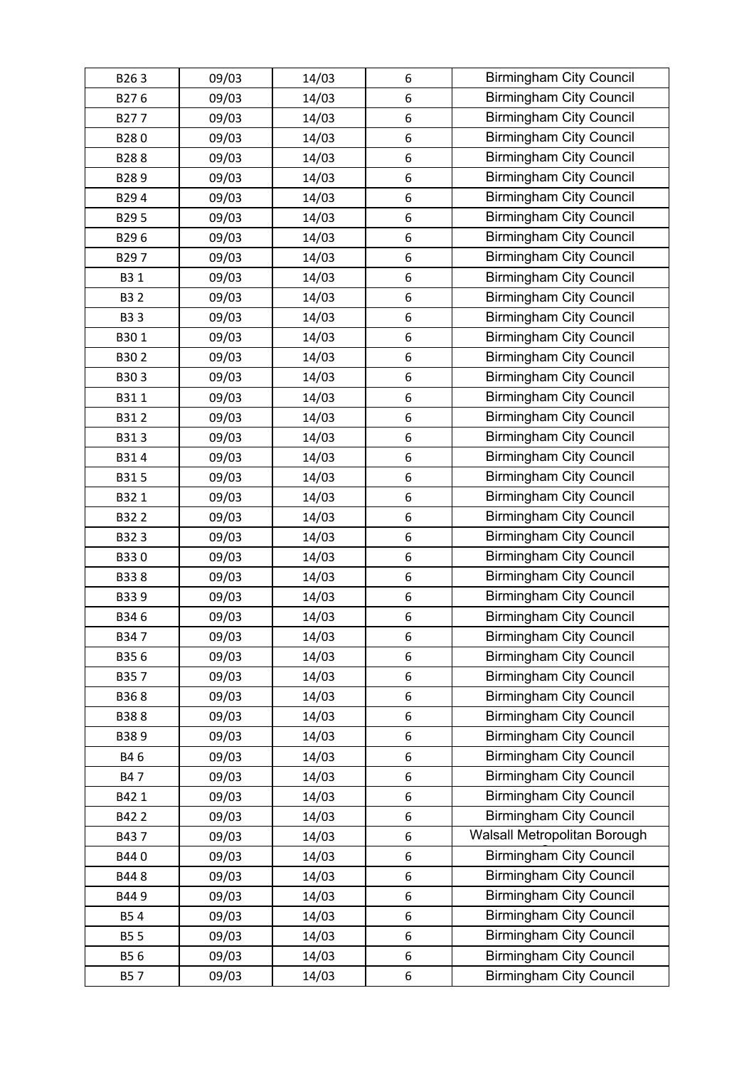| B26 3 | 09/03 | 14/03 | 6 | Birmingham City Council |
|---|---|---|---|---|
| B27 6 | 09/03 | 14/03 | 6 | Birmingham City Council |
| B27 7 | 09/03 | 14/03 | 6 | Birmingham City Council |
| B28 0 | 09/03 | 14/03 | 6 | Birmingham City Council |
| B28 8 | 09/03 | 14/03 | 6 | Birmingham City Council |
| B28 9 | 09/03 | 14/03 | 6 | Birmingham City Council |
| B29 4 | 09/03 | 14/03 | 6 | Birmingham City Council |
| B29 5 | 09/03 | 14/03 | 6 | Birmingham City Council |
| B29 6 | 09/03 | 14/03 | 6 | Birmingham City Council |
| B29 7 | 09/03 | 14/03 | 6 | Birmingham City Council |
| B3 1 | 09/03 | 14/03 | 6 | Birmingham City Council |
| B3 2 | 09/03 | 14/03 | 6 | Birmingham City Council |
| B3 3 | 09/03 | 14/03 | 6 | Birmingham City Council |
| B30 1 | 09/03 | 14/03 | 6 | Birmingham City Council |
| B30 2 | 09/03 | 14/03 | 6 | Birmingham City Council |
| B30 3 | 09/03 | 14/03 | 6 | Birmingham City Council |
| B31 1 | 09/03 | 14/03 | 6 | Birmingham City Council |
| B31 2 | 09/03 | 14/03 | 6 | Birmingham City Council |
| B31 3 | 09/03 | 14/03 | 6 | Birmingham City Council |
| B31 4 | 09/03 | 14/03 | 6 | Birmingham City Council |
| B31 5 | 09/03 | 14/03 | 6 | Birmingham City Council |
| B32 1 | 09/03 | 14/03 | 6 | Birmingham City Council |
| B32 2 | 09/03 | 14/03 | 6 | Birmingham City Council |
| B32 3 | 09/03 | 14/03 | 6 | Birmingham City Council |
| B33 0 | 09/03 | 14/03 | 6 | Birmingham City Council |
| B33 8 | 09/03 | 14/03 | 6 | Birmingham City Council |
| B33 9 | 09/03 | 14/03 | 6 | Birmingham City Council |
| B34 6 | 09/03 | 14/03 | 6 | Birmingham City Council |
| B34 7 | 09/03 | 14/03 | 6 | Birmingham City Council |
| B35 6 | 09/03 | 14/03 | 6 | Birmingham City Council |
| B35 7 | 09/03 | 14/03 | 6 | Birmingham City Council |
| B36 8 | 09/03 | 14/03 | 6 | Birmingham City Council |
| B38 8 | 09/03 | 14/03 | 6 | Birmingham City Council |
| B38 9 | 09/03 | 14/03 | 6 | Birmingham City Council |
| B4 6 | 09/03 | 14/03 | 6 | Birmingham City Council |
| B4 7 | 09/03 | 14/03 | 6 | Birmingham City Council |
| B42 1 | 09/03 | 14/03 | 6 | Birmingham City Council |
| B42 2 | 09/03 | 14/03 | 6 | Birmingham City Council |
| B43 7 | 09/03 | 14/03 | 6 | Walsall Metropolitan Borough |
| B44 0 | 09/03 | 14/03 | 6 | Birmingham City Council |
| B44 8 | 09/03 | 14/03 | 6 | Birmingham City Council |
| B44 9 | 09/03 | 14/03 | 6 | Birmingham City Council |
| B5 4 | 09/03 | 14/03 | 6 | Birmingham City Council |
| B5 5 | 09/03 | 14/03 | 6 | Birmingham City Council |
| B5 6 | 09/03 | 14/03 | 6 | Birmingham City Council |
| B5 7 | 09/03 | 14/03 | 6 | Birmingham City Council |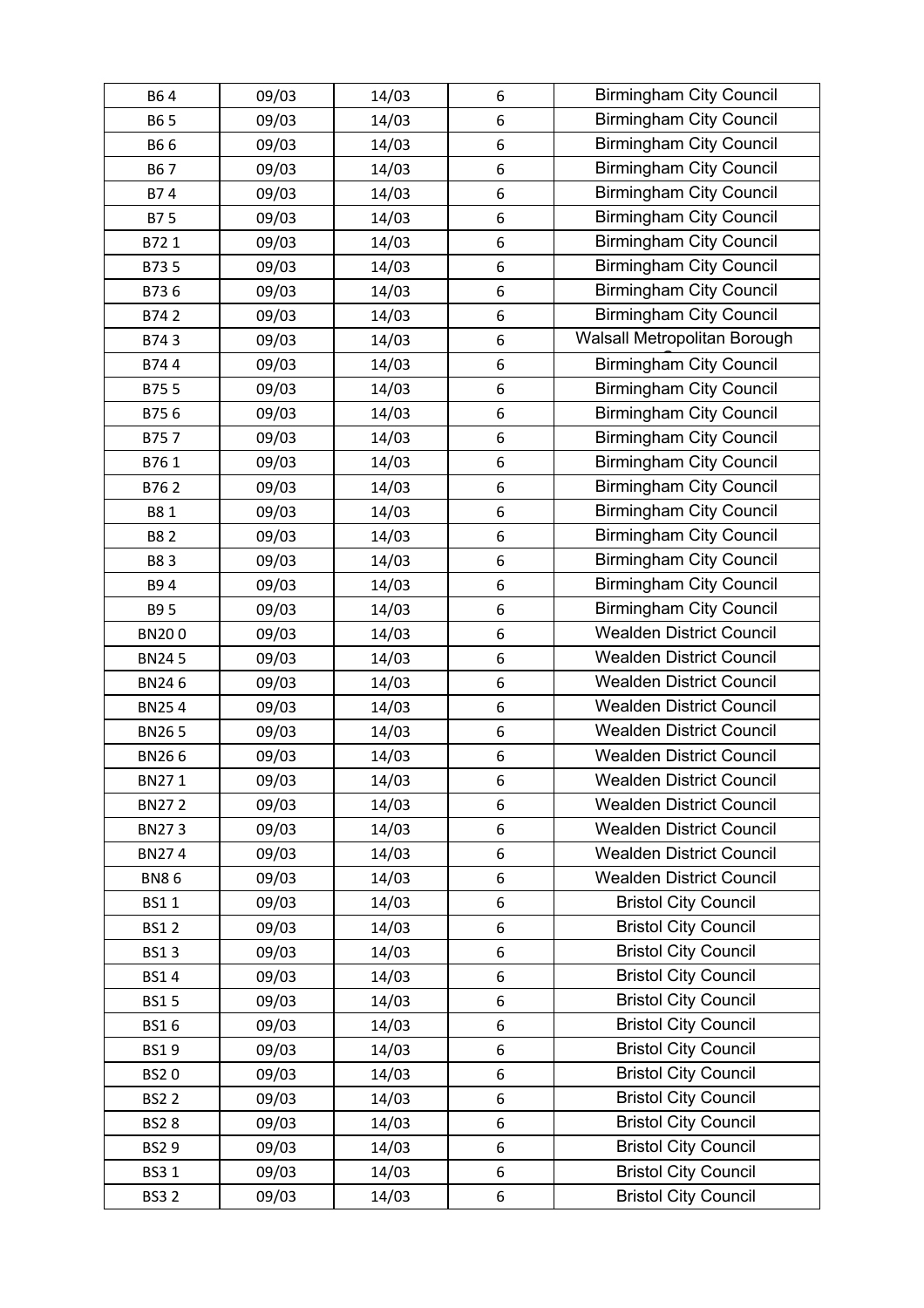| B6 4 | 09/03 | 14/03 | 6 | Birmingham City Council |
|---|---|---|---|---|
| B6 5 | 09/03 | 14/03 | 6 | Birmingham City Council |
| B6 6 | 09/03 | 14/03 | 6 | Birmingham City Council |
| B6 7 | 09/03 | 14/03 | 6 | Birmingham City Council |
| B7 4 | 09/03 | 14/03 | 6 | Birmingham City Council |
| B7 5 | 09/03 | 14/03 | 6 | Birmingham City Council |
| B72 1 | 09/03 | 14/03 | 6 | Birmingham City Council |
| B73 5 | 09/03 | 14/03 | 6 | Birmingham City Council |
| B73 6 | 09/03 | 14/03 | 6 | Birmingham City Council |
| B74 2 | 09/03 | 14/03 | 6 | Birmingham City Council |
| B74 3 | 09/03 | 14/03 | 6 | Walsall Metropolitan Borough |
| B74 4 | 09/03 | 14/03 | 6 | Birmingham City Council |
| B75 5 | 09/03 | 14/03 | 6 | Birmingham City Council |
| B75 6 | 09/03 | 14/03 | 6 | Birmingham City Council |
| B75 7 | 09/03 | 14/03 | 6 | Birmingham City Council |
| B76 1 | 09/03 | 14/03 | 6 | Birmingham City Council |
| B76 2 | 09/03 | 14/03 | 6 | Birmingham City Council |
| B8 1 | 09/03 | 14/03 | 6 | Birmingham City Council |
| B8 2 | 09/03 | 14/03 | 6 | Birmingham City Council |
| B8 3 | 09/03 | 14/03 | 6 | Birmingham City Council |
| B9 4 | 09/03 | 14/03 | 6 | Birmingham City Council |
| B9 5 | 09/03 | 14/03 | 6 | Birmingham City Council |
| BN20 0 | 09/03 | 14/03 | 6 | Wealden District Council |
| BN24 5 | 09/03 | 14/03 | 6 | Wealden District Council |
| BN24 6 | 09/03 | 14/03 | 6 | Wealden District Council |
| BN25 4 | 09/03 | 14/03 | 6 | Wealden District Council |
| BN26 5 | 09/03 | 14/03 | 6 | Wealden District Council |
| BN26 6 | 09/03 | 14/03 | 6 | Wealden District Council |
| BN27 1 | 09/03 | 14/03 | 6 | Wealden District Council |
| BN27 2 | 09/03 | 14/03 | 6 | Wealden District Council |
| BN27 3 | 09/03 | 14/03 | 6 | Wealden District Council |
| BN27 4 | 09/03 | 14/03 | 6 | Wealden District Council |
| BN8 6 | 09/03 | 14/03 | 6 | Wealden District Council |
| BS1 1 | 09/03 | 14/03 | 6 | Bristol City Council |
| BS1 2 | 09/03 | 14/03 | 6 | Bristol City Council |
| BS1 3 | 09/03 | 14/03 | 6 | Bristol City Council |
| BS1 4 | 09/03 | 14/03 | 6 | Bristol City Council |
| BS1 5 | 09/03 | 14/03 | 6 | Bristol City Council |
| BS1 6 | 09/03 | 14/03 | 6 | Bristol City Council |
| BS1 9 | 09/03 | 14/03 | 6 | Bristol City Council |
| BS2 0 | 09/03 | 14/03 | 6 | Bristol City Council |
| BS2 2 | 09/03 | 14/03 | 6 | Bristol City Council |
| BS2 8 | 09/03 | 14/03 | 6 | Bristol City Council |
| BS2 9 | 09/03 | 14/03 | 6 | Bristol City Council |
| BS3 1 | 09/03 | 14/03 | 6 | Bristol City Council |
| BS3 2 | 09/03 | 14/03 | 6 | Bristol City Council |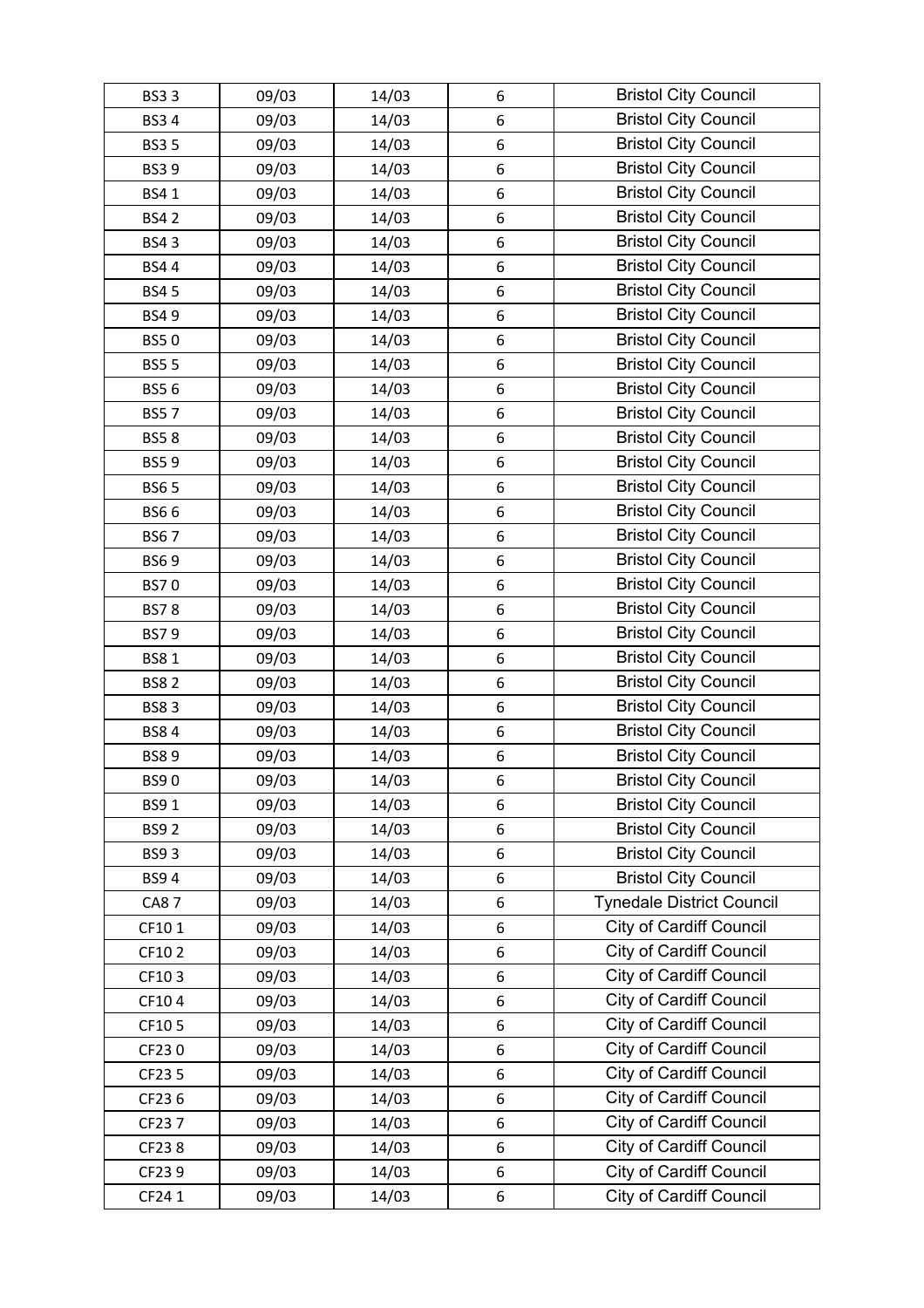| BS3 3 | 09/03 | 14/03 | 6 | Bristol City Council |
|---|---|---|---|---|
| BS3 4 | 09/03 | 14/03 | 6 | Bristol City Council |
| BS3 5 | 09/03 | 14/03 | 6 | Bristol City Council |
| BS3 9 | 09/03 | 14/03 | 6 | Bristol City Council |
| BS4 1 | 09/03 | 14/03 | 6 | Bristol City Council |
| BS4 2 | 09/03 | 14/03 | 6 | Bristol City Council |
| BS4 3 | 09/03 | 14/03 | 6 | Bristol City Council |
| BS4 4 | 09/03 | 14/03 | 6 | Bristol City Council |
| BS4 5 | 09/03 | 14/03 | 6 | Bristol City Council |
| BS4 9 | 09/03 | 14/03 | 6 | Bristol City Council |
| BS5 0 | 09/03 | 14/03 | 6 | Bristol City Council |
| BS5 5 | 09/03 | 14/03 | 6 | Bristol City Council |
| BS5 6 | 09/03 | 14/03 | 6 | Bristol City Council |
| BS5 7 | 09/03 | 14/03 | 6 | Bristol City Council |
| BS5 8 | 09/03 | 14/03 | 6 | Bristol City Council |
| BS5 9 | 09/03 | 14/03 | 6 | Bristol City Council |
| BS6 5 | 09/03 | 14/03 | 6 | Bristol City Council |
| BS6 6 | 09/03 | 14/03 | 6 | Bristol City Council |
| BS6 7 | 09/03 | 14/03 | 6 | Bristol City Council |
| BS6 9 | 09/03 | 14/03 | 6 | Bristol City Council |
| BS7 0 | 09/03 | 14/03 | 6 | Bristol City Council |
| BS7 8 | 09/03 | 14/03 | 6 | Bristol City Council |
| BS7 9 | 09/03 | 14/03 | 6 | Bristol City Council |
| BS8 1 | 09/03 | 14/03 | 6 | Bristol City Council |
| BS8 2 | 09/03 | 14/03 | 6 | Bristol City Council |
| BS8 3 | 09/03 | 14/03 | 6 | Bristol City Council |
| BS8 4 | 09/03 | 14/03 | 6 | Bristol City Council |
| BS8 9 | 09/03 | 14/03 | 6 | Bristol City Council |
| BS9 0 | 09/03 | 14/03 | 6 | Bristol City Council |
| BS9 1 | 09/03 | 14/03 | 6 | Bristol City Council |
| BS9 2 | 09/03 | 14/03 | 6 | Bristol City Council |
| BS9 3 | 09/03 | 14/03 | 6 | Bristol City Council |
| BS9 4 | 09/03 | 14/03 | 6 | Bristol City Council |
| CA8 7 | 09/03 | 14/03 | 6 | Tynedale District Council |
| CF10 1 | 09/03 | 14/03 | 6 | City of Cardiff Council |
| CF10 2 | 09/03 | 14/03 | 6 | City of Cardiff Council |
| CF10 3 | 09/03 | 14/03 | 6 | City of Cardiff Council |
| CF10 4 | 09/03 | 14/03 | 6 | City of Cardiff Council |
| CF10 5 | 09/03 | 14/03 | 6 | City of Cardiff Council |
| CF23 0 | 09/03 | 14/03 | 6 | City of Cardiff Council |
| CF23 5 | 09/03 | 14/03 | 6 | City of Cardiff Council |
| CF23 6 | 09/03 | 14/03 | 6 | City of Cardiff Council |
| CF23 7 | 09/03 | 14/03 | 6 | City of Cardiff Council |
| CF23 8 | 09/03 | 14/03 | 6 | City of Cardiff Council |
| CF23 9 | 09/03 | 14/03 | 6 | City of Cardiff Council |
| CF24 1 | 09/03 | 14/03 | 6 | City of Cardiff Council |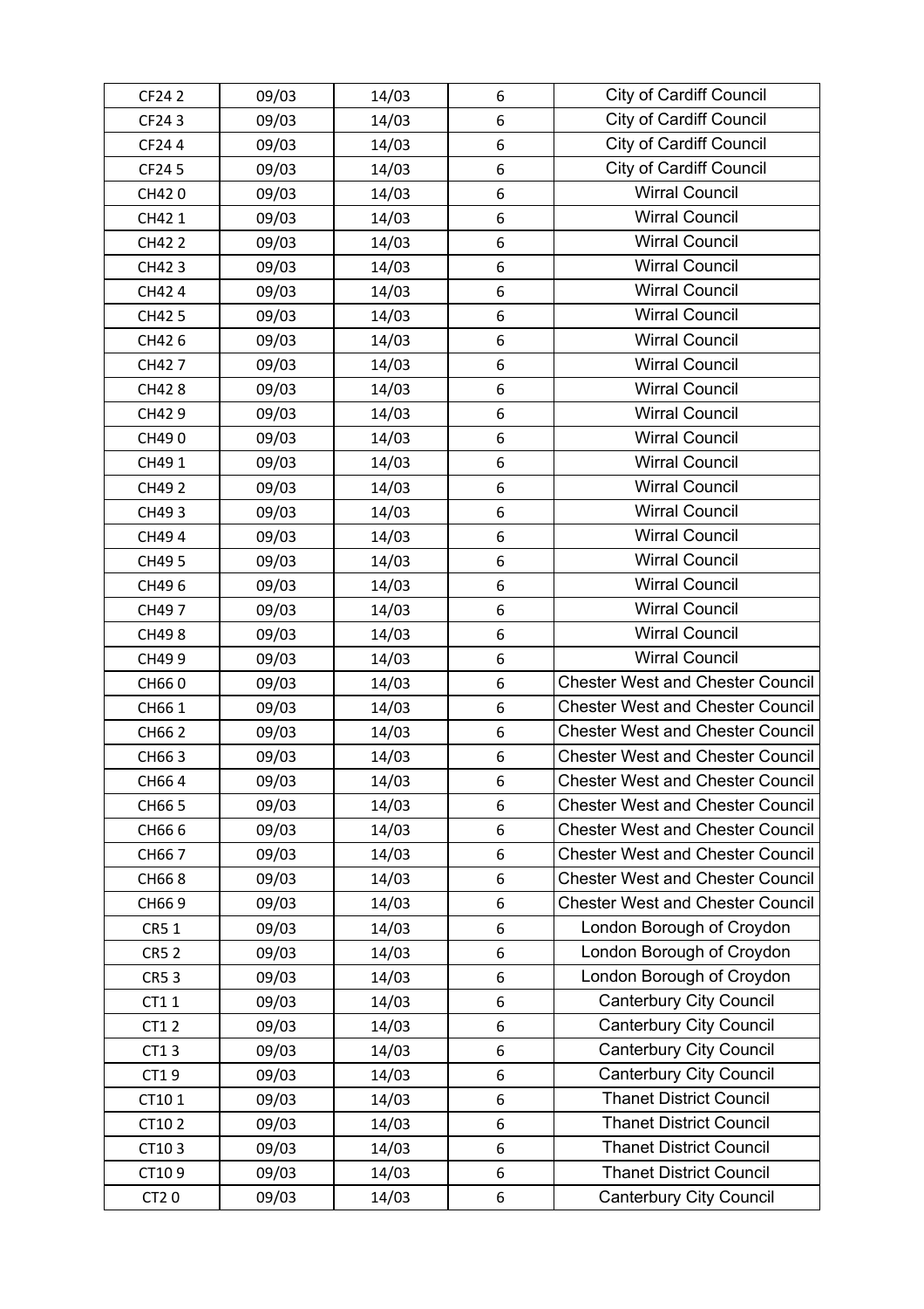| CF24 2 | 09/03 | 14/03 | 6 | City of Cardiff Council |
|---|---|---|---|---|
| CF24 3 | 09/03 | 14/03 | 6 | City of Cardiff Council |
| CF24 4 | 09/03 | 14/03 | 6 | City of Cardiff Council |
| CF24 5 | 09/03 | 14/03 | 6 | City of Cardiff Council |
| CH42 0 | 09/03 | 14/03 | 6 | Wirral Council |
| CH42 1 | 09/03 | 14/03 | 6 | Wirral Council |
| CH42 2 | 09/03 | 14/03 | 6 | Wirral Council |
| CH42 3 | 09/03 | 14/03 | 6 | Wirral Council |
| CH42 4 | 09/03 | 14/03 | 6 | Wirral Council |
| CH42 5 | 09/03 | 14/03 | 6 | Wirral Council |
| CH42 6 | 09/03 | 14/03 | 6 | Wirral Council |
| CH42 7 | 09/03 | 14/03 | 6 | Wirral Council |
| CH42 8 | 09/03 | 14/03 | 6 | Wirral Council |
| CH42 9 | 09/03 | 14/03 | 6 | Wirral Council |
| CH49 0 | 09/03 | 14/03 | 6 | Wirral Council |
| CH49 1 | 09/03 | 14/03 | 6 | Wirral Council |
| CH49 2 | 09/03 | 14/03 | 6 | Wirral Council |
| CH49 3 | 09/03 | 14/03 | 6 | Wirral Council |
| CH49 4 | 09/03 | 14/03 | 6 | Wirral Council |
| CH49 5 | 09/03 | 14/03 | 6 | Wirral Council |
| CH49 6 | 09/03 | 14/03 | 6 | Wirral Council |
| CH49 7 | 09/03 | 14/03 | 6 | Wirral Council |
| CH49 8 | 09/03 | 14/03 | 6 | Wirral Council |
| CH49 9 | 09/03 | 14/03 | 6 | Wirral Council |
| CH66 0 | 09/03 | 14/03 | 6 | Chester West and Chester Council |
| CH66 1 | 09/03 | 14/03 | 6 | Chester West and Chester Council |
| CH66 2 | 09/03 | 14/03 | 6 | Chester West and Chester Council |
| CH66 3 | 09/03 | 14/03 | 6 | Chester West and Chester Council |
| CH66 4 | 09/03 | 14/03 | 6 | Chester West and Chester Council |
| CH66 5 | 09/03 | 14/03 | 6 | Chester West and Chester Council |
| CH66 6 | 09/03 | 14/03 | 6 | Chester West and Chester Council |
| CH66 7 | 09/03 | 14/03 | 6 | Chester West and Chester Council |
| CH66 8 | 09/03 | 14/03 | 6 | Chester West and Chester Council |
| CH66 9 | 09/03 | 14/03 | 6 | Chester West and Chester Council |
| CR5 1 | 09/03 | 14/03 | 6 | London Borough of Croydon |
| CR5 2 | 09/03 | 14/03 | 6 | London Borough of Croydon |
| CR5 3 | 09/03 | 14/03 | 6 | London Borough of Croydon |
| CT1 1 | 09/03 | 14/03 | 6 | Canterbury City Council |
| CT1 2 | 09/03 | 14/03 | 6 | Canterbury City Council |
| CT1 3 | 09/03 | 14/03 | 6 | Canterbury City Council |
| CT1 9 | 09/03 | 14/03 | 6 | Canterbury City Council |
| CT10 1 | 09/03 | 14/03 | 6 | Thanet District Council |
| CT10 2 | 09/03 | 14/03 | 6 | Thanet District Council |
| CT10 3 | 09/03 | 14/03 | 6 | Thanet District Council |
| CT10 9 | 09/03 | 14/03 | 6 | Thanet District Council |
| CT2 0 | 09/03 | 14/03 | 6 | Canterbury City Council |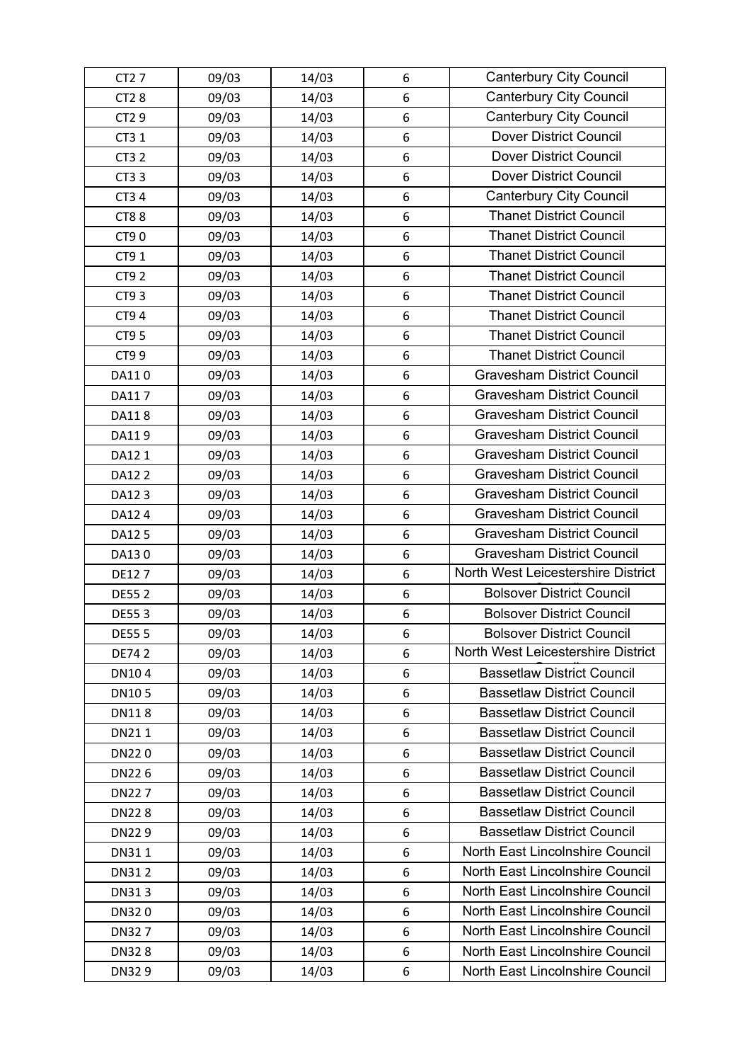| CT2 7 | 09/03 | 14/03 | 6 | Canterbury City Council |
|---|---|---|---|---|
| CT2 8 | 09/03 | 14/03 | 6 | Canterbury City Council |
| CT2 9 | 09/03 | 14/03 | 6 | Canterbury City Council |
| CT3 1 | 09/03 | 14/03 | 6 | Dover District Council |
| CT3 2 | 09/03 | 14/03 | 6 | Dover District Council |
| CT3 3 | 09/03 | 14/03 | 6 | Dover District Council |
| CT3 4 | 09/03 | 14/03 | 6 | Canterbury City Council |
| CT8 8 | 09/03 | 14/03 | 6 | Thanet District Council |
| CT9 0 | 09/03 | 14/03 | 6 | Thanet District Council |
| CT9 1 | 09/03 | 14/03 | 6 | Thanet District Council |
| CT9 2 | 09/03 | 14/03 | 6 | Thanet District Council |
| CT9 3 | 09/03 | 14/03 | 6 | Thanet District Council |
| CT9 4 | 09/03 | 14/03 | 6 | Thanet District Council |
| CT9 5 | 09/03 | 14/03 | 6 | Thanet District Council |
| CT9 9 | 09/03 | 14/03 | 6 | Thanet District Council |
| DA11 0 | 09/03 | 14/03 | 6 | Gravesham District Council |
| DA11 7 | 09/03 | 14/03 | 6 | Gravesham District Council |
| DA11 8 | 09/03 | 14/03 | 6 | Gravesham District Council |
| DA11 9 | 09/03 | 14/03 | 6 | Gravesham District Council |
| DA12 1 | 09/03 | 14/03 | 6 | Gravesham District Council |
| DA12 2 | 09/03 | 14/03 | 6 | Gravesham District Council |
| DA12 3 | 09/03 | 14/03 | 6 | Gravesham District Council |
| DA12 4 | 09/03 | 14/03 | 6 | Gravesham District Council |
| DA12 5 | 09/03 | 14/03 | 6 | Gravesham District Council |
| DA13 0 | 09/03 | 14/03 | 6 | Gravesham District Council |
| DE12 7 | 09/03 | 14/03 | 6 | North West Leicestershire District Council |
| DE55 2 | 09/03 | 14/03 | 6 | Bolsover District Council |
| DE55 3 | 09/03 | 14/03 | 6 | Bolsover District Council |
| DE55 5 | 09/03 | 14/03 | 6 | Bolsover District Council |
| DE74 2 | 09/03 | 14/03 | 6 | North West Leicestershire District Council |
| DN10 4 | 09/03 | 14/03 | 6 | Bassetlaw District Council |
| DN10 5 | 09/03 | 14/03 | 6 | Bassetlaw District Council |
| DN11 8 | 09/03 | 14/03 | 6 | Bassetlaw District Council |
| DN21 1 | 09/03 | 14/03 | 6 | Bassetlaw District Council |
| DN22 0 | 09/03 | 14/03 | 6 | Bassetlaw District Council |
| DN22 6 | 09/03 | 14/03 | 6 | Bassetlaw District Council |
| DN22 7 | 09/03 | 14/03 | 6 | Bassetlaw District Council |
| DN22 8 | 09/03 | 14/03 | 6 | Bassetlaw District Council |
| DN22 9 | 09/03 | 14/03 | 6 | Bassetlaw District Council |
| DN31 1 | 09/03 | 14/03 | 6 | North East Lincolnshire Council |
| DN31 2 | 09/03 | 14/03 | 6 | North East Lincolnshire Council |
| DN31 3 | 09/03 | 14/03 | 6 | North East Lincolnshire Council |
| DN32 0 | 09/03 | 14/03 | 6 | North East Lincolnshire Council |
| DN32 7 | 09/03 | 14/03 | 6 | North East Lincolnshire Council |
| DN32 8 | 09/03 | 14/03 | 6 | North East Lincolnshire Council |
| DN32 9 | 09/03 | 14/03 | 6 | North East Lincolnshire Council |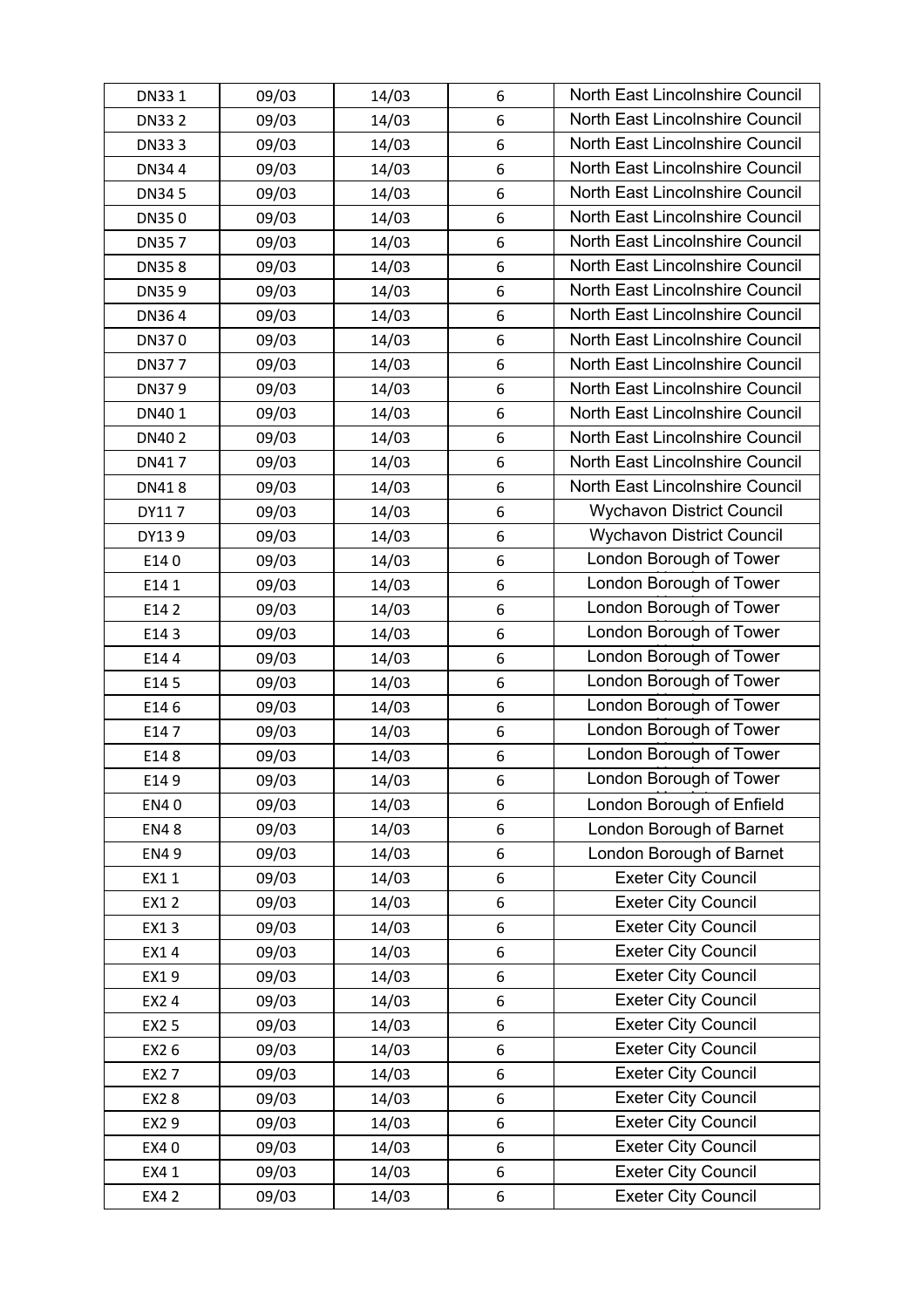| DN33 1 | 09/03 | 14/03 | 6 | North East Lincolnshire Council |
|---|---|---|---|---|
| DN33 2 | 09/03 | 14/03 | 6 | North East Lincolnshire Council |
| DN33 3 | 09/03 | 14/03 | 6 | North East Lincolnshire Council |
| DN34 4 | 09/03 | 14/03 | 6 | North East Lincolnshire Council |
| DN34 5 | 09/03 | 14/03 | 6 | North East Lincolnshire Council |
| DN35 0 | 09/03 | 14/03 | 6 | North East Lincolnshire Council |
| DN35 7 | 09/03 | 14/03 | 6 | North East Lincolnshire Council |
| DN35 8 | 09/03 | 14/03 | 6 | North East Lincolnshire Council |
| DN35 9 | 09/03 | 14/03 | 6 | North East Lincolnshire Council |
| DN36 4 | 09/03 | 14/03 | 6 | North East Lincolnshire Council |
| DN37 0 | 09/03 | 14/03 | 6 | North East Lincolnshire Council |
| DN37 7 | 09/03 | 14/03 | 6 | North East Lincolnshire Council |
| DN37 9 | 09/03 | 14/03 | 6 | North East Lincolnshire Council |
| DN40 1 | 09/03 | 14/03 | 6 | North East Lincolnshire Council |
| DN40 2 | 09/03 | 14/03 | 6 | North East Lincolnshire Council |
| DN41 7 | 09/03 | 14/03 | 6 | North East Lincolnshire Council |
| DN41 8 | 09/03 | 14/03 | 6 | North East Lincolnshire Council |
| DY11 7 | 09/03 | 14/03 | 6 | Wychavon District Council |
| DY13 9 | 09/03 | 14/03 | 6 | Wychavon District Council |
| E14 0 | 09/03 | 14/03 | 6 | London Borough of Tower |
| E14 1 | 09/03 | 14/03 | 6 | London Borough of Tower |
| E14 2 | 09/03 | 14/03 | 6 | London Borough of Tower |
| E14 3 | 09/03 | 14/03 | 6 | London Borough of Tower |
| E14 4 | 09/03 | 14/03 | 6 | London Borough of Tower |
| E14 5 | 09/03 | 14/03 | 6 | London Borough of Tower |
| E14 6 | 09/03 | 14/03 | 6 | London Borough of Tower |
| E14 7 | 09/03 | 14/03 | 6 | London Borough of Tower |
| E14 8 | 09/03 | 14/03 | 6 | London Borough of Tower |
| E14 9 | 09/03 | 14/03 | 6 | London Borough of Tower |
| EN4 0 | 09/03 | 14/03 | 6 | London Borough of Enfield |
| EN4 8 | 09/03 | 14/03 | 6 | London Borough of Barnet |
| EN4 9 | 09/03 | 14/03 | 6 | London Borough of Barnet |
| EX1 1 | 09/03 | 14/03 | 6 | Exeter City Council |
| EX1 2 | 09/03 | 14/03 | 6 | Exeter City Council |
| EX1 3 | 09/03 | 14/03 | 6 | Exeter City Council |
| EX1 4 | 09/03 | 14/03 | 6 | Exeter City Council |
| EX1 9 | 09/03 | 14/03 | 6 | Exeter City Council |
| EX2 4 | 09/03 | 14/03 | 6 | Exeter City Council |
| EX2 5 | 09/03 | 14/03 | 6 | Exeter City Council |
| EX2 6 | 09/03 | 14/03 | 6 | Exeter City Council |
| EX2 7 | 09/03 | 14/03 | 6 | Exeter City Council |
| EX2 8 | 09/03 | 14/03 | 6 | Exeter City Council |
| EX2 9 | 09/03 | 14/03 | 6 | Exeter City Council |
| EX4 0 | 09/03 | 14/03 | 6 | Exeter City Council |
| EX4 1 | 09/03 | 14/03 | 6 | Exeter City Council |
| EX4 2 | 09/03 | 14/03 | 6 | Exeter City Council |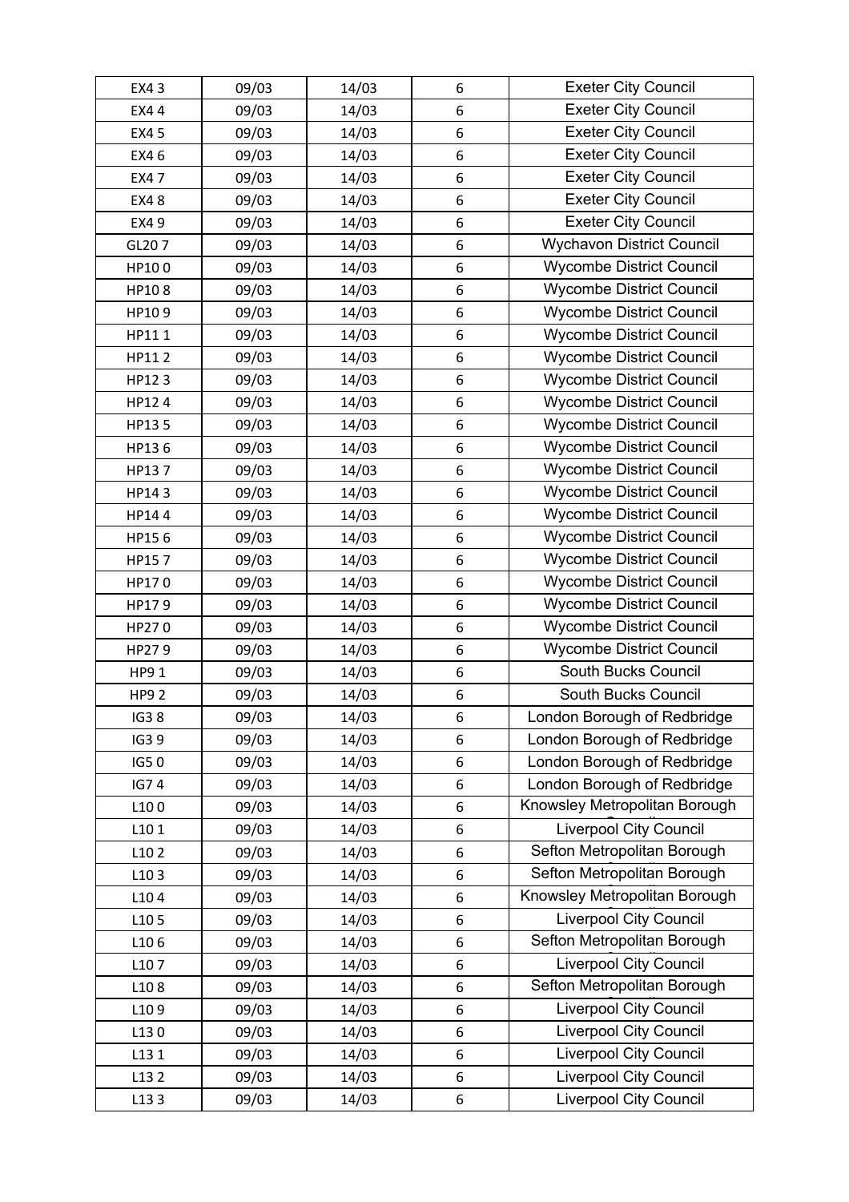| EX4 3 | 09/03 | 14/03 | 6 | Exeter City Council |
|---|---|---|---|---|
| EX4 4 | 09/03 | 14/03 | 6 | Exeter City Council |
| EX4 5 | 09/03 | 14/03 | 6 | Exeter City Council |
| EX4 6 | 09/03 | 14/03 | 6 | Exeter City Council |
| EX4 7 | 09/03 | 14/03 | 6 | Exeter City Council |
| EX4 8 | 09/03 | 14/03 | 6 | Exeter City Council |
| EX4 9 | 09/03 | 14/03 | 6 | Exeter City Council |
| GL20 7 | 09/03 | 14/03 | 6 | Wychavon District Council |
| HP10 0 | 09/03 | 14/03 | 6 | Wycombe District Council |
| HP10 8 | 09/03 | 14/03 | 6 | Wycombe District Council |
| HP10 9 | 09/03 | 14/03 | 6 | Wycombe District Council |
| HP11 1 | 09/03 | 14/03 | 6 | Wycombe District Council |
| HP11 2 | 09/03 | 14/03 | 6 | Wycombe District Council |
| HP12 3 | 09/03 | 14/03 | 6 | Wycombe District Council |
| HP12 4 | 09/03 | 14/03 | 6 | Wycombe District Council |
| HP13 5 | 09/03 | 14/03 | 6 | Wycombe District Council |
| HP13 6 | 09/03 | 14/03 | 6 | Wycombe District Council |
| HP13 7 | 09/03 | 14/03 | 6 | Wycombe District Council |
| HP14 3 | 09/03 | 14/03 | 6 | Wycombe District Council |
| HP14 4 | 09/03 | 14/03 | 6 | Wycombe District Council |
| HP15 6 | 09/03 | 14/03 | 6 | Wycombe District Council |
| HP15 7 | 09/03 | 14/03 | 6 | Wycombe District Council |
| HP17 0 | 09/03 | 14/03 | 6 | Wycombe District Council |
| HP17 9 | 09/03 | 14/03 | 6 | Wycombe District Council |
| HP27 0 | 09/03 | 14/03 | 6 | Wycombe District Council |
| HP27 9 | 09/03 | 14/03 | 6 | Wycombe District Council |
| HP9 1 | 09/03 | 14/03 | 6 | South Bucks Council |
| HP9 2 | 09/03 | 14/03 | 6 | South Bucks Council |
| IG3 8 | 09/03 | 14/03 | 6 | London Borough of Redbridge |
| IG3 9 | 09/03 | 14/03 | 6 | London Borough of Redbridge |
| IG5 0 | 09/03 | 14/03 | 6 | London Borough of Redbridge |
| IG7 4 | 09/03 | 14/03 | 6 | London Borough of Redbridge |
| L10 0 | 09/03 | 14/03 | 6 | Knowsley Metropolitan Borough Council |
| L10 1 | 09/03 | 14/03 | 6 | Liverpool City Council |
| L10 2 | 09/03 | 14/03 | 6 | Sefton Metropolitan Borough Council |
| L10 3 | 09/03 | 14/03 | 6 | Sefton Metropolitan Borough Council |
| L10 4 | 09/03 | 14/03 | 6 | Knowsley Metropolitan Borough Council |
| L10 5 | 09/03 | 14/03 | 6 | Liverpool City Council |
| L10 6 | 09/03 | 14/03 | 6 | Sefton Metropolitan Borough Council |
| L10 7 | 09/03 | 14/03 | 6 | Liverpool City Council |
| L10 8 | 09/03 | 14/03 | 6 | Sefton Metropolitan Borough Council |
| L10 9 | 09/03 | 14/03 | 6 | Liverpool City Council |
| L13 0 | 09/03 | 14/03 | 6 | Liverpool City Council |
| L13 1 | 09/03 | 14/03 | 6 | Liverpool City Council |
| L13 2 | 09/03 | 14/03 | 6 | Liverpool City Council |
| L13 3 | 09/03 | 14/03 | 6 | Liverpool City Council |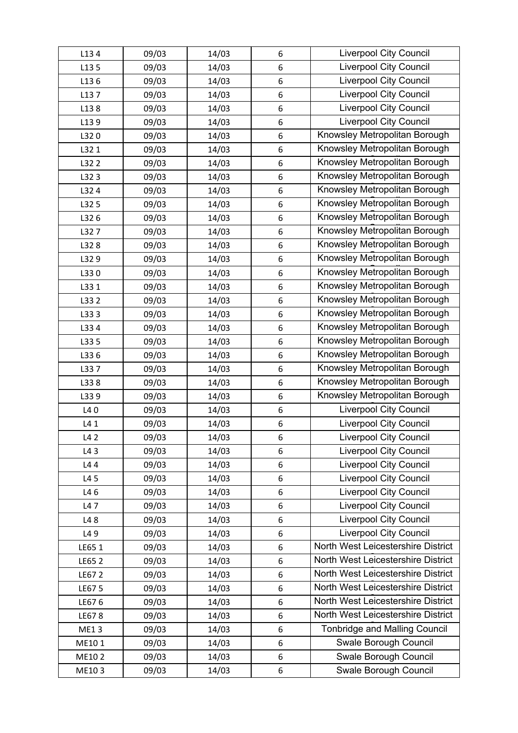| L13 4 | 09/03 | 14/03 | 6 | Liverpool City Council |
|---|---|---|---|---|
| L13 5 | 09/03 | 14/03 | 6 | Liverpool City Council |
| L13 6 | 09/03 | 14/03 | 6 | Liverpool City Council |
| L13 7 | 09/03 | 14/03 | 6 | Liverpool City Council |
| L13 8 | 09/03 | 14/03 | 6 | Liverpool City Council |
| L13 9 | 09/03 | 14/03 | 6 | Liverpool City Council |
| L32 0 | 09/03 | 14/03 | 6 | Knowsley Metropolitan Borough |
| L32 1 | 09/03 | 14/03 | 6 | Knowsley Metropolitan Borough |
| L32 2 | 09/03 | 14/03 | 6 | Knowsley Metropolitan Borough |
| L32 3 | 09/03 | 14/03 | 6 | Knowsley Metropolitan Borough |
| L32 4 | 09/03 | 14/03 | 6 | Knowsley Metropolitan Borough |
| L32 5 | 09/03 | 14/03 | 6 | Knowsley Metropolitan Borough |
| L32 6 | 09/03 | 14/03 | 6 | Knowsley Metropolitan Borough |
| L32 7 | 09/03 | 14/03 | 6 | Knowsley Metropolitan Borough |
| L32 8 | 09/03 | 14/03 | 6 | Knowsley Metropolitan Borough |
| L32 9 | 09/03 | 14/03 | 6 | Knowsley Metropolitan Borough |
| L33 0 | 09/03 | 14/03 | 6 | Knowsley Metropolitan Borough |
| L33 1 | 09/03 | 14/03 | 6 | Knowsley Metropolitan Borough |
| L33 2 | 09/03 | 14/03 | 6 | Knowsley Metropolitan Borough |
| L33 3 | 09/03 | 14/03 | 6 | Knowsley Metropolitan Borough |
| L33 4 | 09/03 | 14/03 | 6 | Knowsley Metropolitan Borough |
| L33 5 | 09/03 | 14/03 | 6 | Knowsley Metropolitan Borough |
| L33 6 | 09/03 | 14/03 | 6 | Knowsley Metropolitan Borough |
| L33 7 | 09/03 | 14/03 | 6 | Knowsley Metropolitan Borough |
| L33 8 | 09/03 | 14/03 | 6 | Knowsley Metropolitan Borough |
| L33 9 | 09/03 | 14/03 | 6 | Knowsley Metropolitan Borough |
| L4 0 | 09/03 | 14/03 | 6 | Liverpool City Council |
| L4 1 | 09/03 | 14/03 | 6 | Liverpool City Council |
| L4 2 | 09/03 | 14/03 | 6 | Liverpool City Council |
| L4 3 | 09/03 | 14/03 | 6 | Liverpool City Council |
| L4 4 | 09/03 | 14/03 | 6 | Liverpool City Council |
| L4 5 | 09/03 | 14/03 | 6 | Liverpool City Council |
| L4 6 | 09/03 | 14/03 | 6 | Liverpool City Council |
| L4 7 | 09/03 | 14/03 | 6 | Liverpool City Council |
| L4 8 | 09/03 | 14/03 | 6 | Liverpool City Council |
| L4 9 | 09/03 | 14/03 | 6 | Liverpool City Council |
| LE65 1 | 09/03 | 14/03 | 6 | North West Leicestershire District |
| LE65 2 | 09/03 | 14/03 | 6 | North West Leicestershire District |
| LE67 2 | 09/03 | 14/03 | 6 | North West Leicestershire District |
| LE67 5 | 09/03 | 14/03 | 6 | North West Leicestershire District |
| LE67 6 | 09/03 | 14/03 | 6 | North West Leicestershire District |
| LE67 8 | 09/03 | 14/03 | 6 | North West Leicestershire District |
| ME1 3 | 09/03 | 14/03 | 6 | Tonbridge and Malling Council |
| ME10 1 | 09/03 | 14/03 | 6 | Swale Borough Council |
| ME10 2 | 09/03 | 14/03 | 6 | Swale Borough Council |
| ME10 3 | 09/03 | 14/03 | 6 | Swale Borough Council |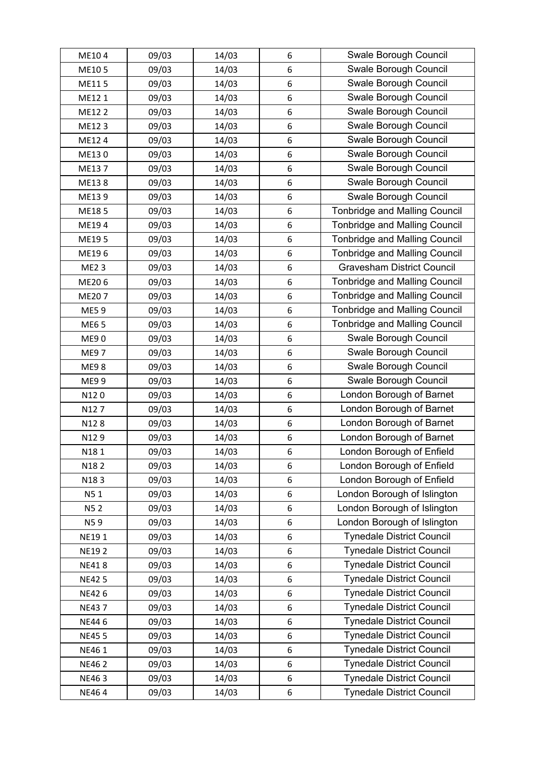| ME10 4 | 09/03 | 14/03 | 6 | Swale Borough Council |
|---|---|---|---|---|
| ME10 5 | 09/03 | 14/03 | 6 | Swale Borough Council |
| ME11 5 | 09/03 | 14/03 | 6 | Swale Borough Council |
| ME12 1 | 09/03 | 14/03 | 6 | Swale Borough Council |
| ME12 2 | 09/03 | 14/03 | 6 | Swale Borough Council |
| ME12 3 | 09/03 | 14/03 | 6 | Swale Borough Council |
| ME12 4 | 09/03 | 14/03 | 6 | Swale Borough Council |
| ME13 0 | 09/03 | 14/03 | 6 | Swale Borough Council |
| ME13 7 | 09/03 | 14/03 | 6 | Swale Borough Council |
| ME13 8 | 09/03 | 14/03 | 6 | Swale Borough Council |
| ME13 9 | 09/03 | 14/03 | 6 | Swale Borough Council |
| ME18 5 | 09/03 | 14/03 | 6 | Tonbridge and Malling Council |
| ME19 4 | 09/03 | 14/03 | 6 | Tonbridge and Malling Council |
| ME19 5 | 09/03 | 14/03 | 6 | Tonbridge and Malling Council |
| ME19 6 | 09/03 | 14/03 | 6 | Tonbridge and Malling Council |
| ME2 3 | 09/03 | 14/03 | 6 | Gravesham District Council |
| ME20 6 | 09/03 | 14/03 | 6 | Tonbridge and Malling Council |
| ME20 7 | 09/03 | 14/03 | 6 | Tonbridge and Malling Council |
| ME5 9 | 09/03 | 14/03 | 6 | Tonbridge and Malling Council |
| ME6 5 | 09/03 | 14/03 | 6 | Tonbridge and Malling Council |
| ME9 0 | 09/03 | 14/03 | 6 | Swale Borough Council |
| ME9 7 | 09/03 | 14/03 | 6 | Swale Borough Council |
| ME9 8 | 09/03 | 14/03 | 6 | Swale Borough Council |
| ME9 9 | 09/03 | 14/03 | 6 | Swale Borough Council |
| N12 0 | 09/03 | 14/03 | 6 | London Borough of Barnet |
| N12 7 | 09/03 | 14/03 | 6 | London Borough of Barnet |
| N12 8 | 09/03 | 14/03 | 6 | London Borough of Barnet |
| N12 9 | 09/03 | 14/03 | 6 | London Borough of Barnet |
| N18 1 | 09/03 | 14/03 | 6 | London Borough of Enfield |
| N18 2 | 09/03 | 14/03 | 6 | London Borough of Enfield |
| N18 3 | 09/03 | 14/03 | 6 | London Borough of Enfield |
| N5 1 | 09/03 | 14/03 | 6 | London Borough of Islington |
| N5 2 | 09/03 | 14/03 | 6 | London Borough of Islington |
| N5 9 | 09/03 | 14/03 | 6 | London Borough of Islington |
| NE19 1 | 09/03 | 14/03 | 6 | Tynedale District Council |
| NE19 2 | 09/03 | 14/03 | 6 | Tynedale District Council |
| NE41 8 | 09/03 | 14/03 | 6 | Tynedale District Council |
| NE42 5 | 09/03 | 14/03 | 6 | Tynedale District Council |
| NE42 6 | 09/03 | 14/03 | 6 | Tynedale District Council |
| NE43 7 | 09/03 | 14/03 | 6 | Tynedale District Council |
| NE44 6 | 09/03 | 14/03 | 6 | Tynedale District Council |
| NE45 5 | 09/03 | 14/03 | 6 | Tynedale District Council |
| NE46 1 | 09/03 | 14/03 | 6 | Tynedale District Council |
| NE46 2 | 09/03 | 14/03 | 6 | Tynedale District Council |
| NE46 3 | 09/03 | 14/03 | 6 | Tynedale District Council |
| NE46 4 | 09/03 | 14/03 | 6 | Tynedale District Council |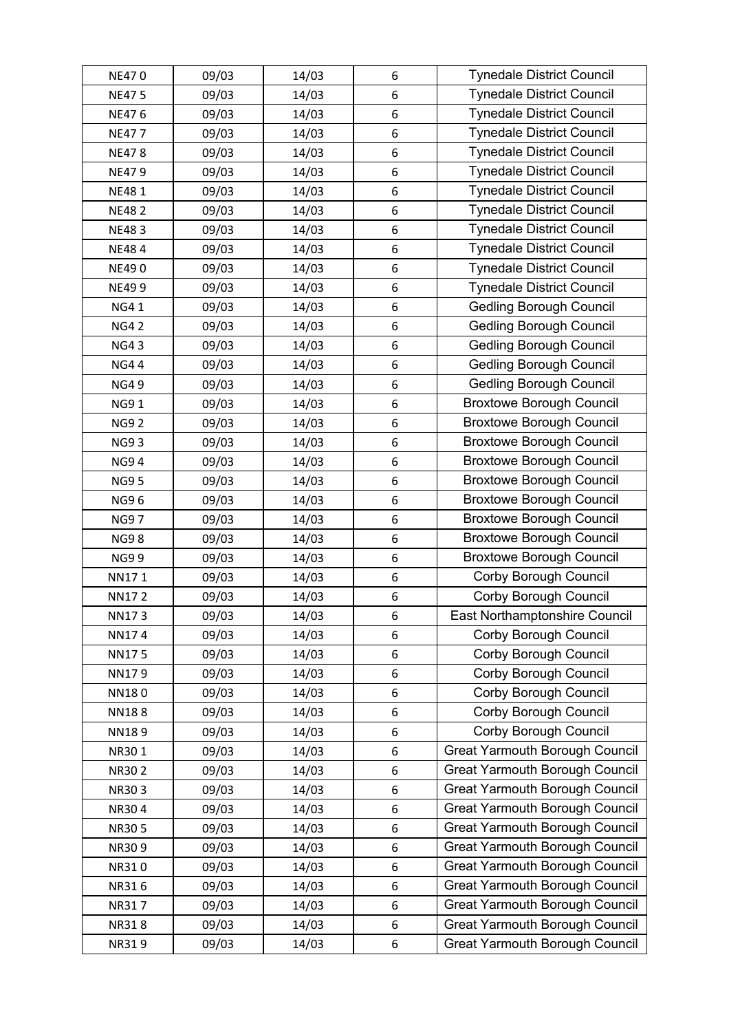| NE47 0 | 09/03 | 14/03 | 6 | Tynedale District Council |
|---|---|---|---|---|
| NE47 5 | 09/03 | 14/03 | 6 | Tynedale District Council |
| NE47 6 | 09/03 | 14/03 | 6 | Tynedale District Council |
| NE47 7 | 09/03 | 14/03 | 6 | Tynedale District Council |
| NE47 8 | 09/03 | 14/03 | 6 | Tynedale District Council |
| NE47 9 | 09/03 | 14/03 | 6 | Tynedale District Council |
| NE48 1 | 09/03 | 14/03 | 6 | Tynedale District Council |
| NE48 2 | 09/03 | 14/03 | 6 | Tynedale District Council |
| NE48 3 | 09/03 | 14/03 | 6 | Tynedale District Council |
| NE48 4 | 09/03 | 14/03 | 6 | Tynedale District Council |
| NE49 0 | 09/03 | 14/03 | 6 | Tynedale District Council |
| NE49 9 | 09/03 | 14/03 | 6 | Tynedale District Council |
| NG4 1 | 09/03 | 14/03 | 6 | Gedling Borough Council |
| NG4 2 | 09/03 | 14/03 | 6 | Gedling Borough Council |
| NG4 3 | 09/03 | 14/03 | 6 | Gedling Borough Council |
| NG4 4 | 09/03 | 14/03 | 6 | Gedling Borough Council |
| NG4 9 | 09/03 | 14/03 | 6 | Gedling Borough Council |
| NG9 1 | 09/03 | 14/03 | 6 | Broxtowe Borough Council |
| NG9 2 | 09/03 | 14/03 | 6 | Broxtowe Borough Council |
| NG9 3 | 09/03 | 14/03 | 6 | Broxtowe Borough Council |
| NG9 4 | 09/03 | 14/03 | 6 | Broxtowe Borough Council |
| NG9 5 | 09/03 | 14/03 | 6 | Broxtowe Borough Council |
| NG9 6 | 09/03 | 14/03 | 6 | Broxtowe Borough Council |
| NG9 7 | 09/03 | 14/03 | 6 | Broxtowe Borough Council |
| NG9 8 | 09/03 | 14/03 | 6 | Broxtowe Borough Council |
| NG9 9 | 09/03 | 14/03 | 6 | Broxtowe Borough Council |
| NN17 1 | 09/03 | 14/03 | 6 | Corby Borough Council |
| NN17 2 | 09/03 | 14/03 | 6 | Corby Borough Council |
| NN17 3 | 09/03 | 14/03 | 6 | East Northamptonshire Council |
| NN17 4 | 09/03 | 14/03 | 6 | Corby Borough Council |
| NN17 5 | 09/03 | 14/03 | 6 | Corby Borough Council |
| NN17 9 | 09/03 | 14/03 | 6 | Corby Borough Council |
| NN18 0 | 09/03 | 14/03 | 6 | Corby Borough Council |
| NN18 8 | 09/03 | 14/03 | 6 | Corby Borough Council |
| NN18 9 | 09/03 | 14/03 | 6 | Corby Borough Council |
| NR30 1 | 09/03 | 14/03 | 6 | Great Yarmouth Borough Council |
| NR30 2 | 09/03 | 14/03 | 6 | Great Yarmouth Borough Council |
| NR30 3 | 09/03 | 14/03 | 6 | Great Yarmouth Borough Council |
| NR30 4 | 09/03 | 14/03 | 6 | Great Yarmouth Borough Council |
| NR30 5 | 09/03 | 14/03 | 6 | Great Yarmouth Borough Council |
| NR30 9 | 09/03 | 14/03 | 6 | Great Yarmouth Borough Council |
| NR31 0 | 09/03 | 14/03 | 6 | Great Yarmouth Borough Council |
| NR31 6 | 09/03 | 14/03 | 6 | Great Yarmouth Borough Council |
| NR31 7 | 09/03 | 14/03 | 6 | Great Yarmouth Borough Council |
| NR31 8 | 09/03 | 14/03 | 6 | Great Yarmouth Borough Council |
| NR31 9 | 09/03 | 14/03 | 6 | Great Yarmouth Borough Council |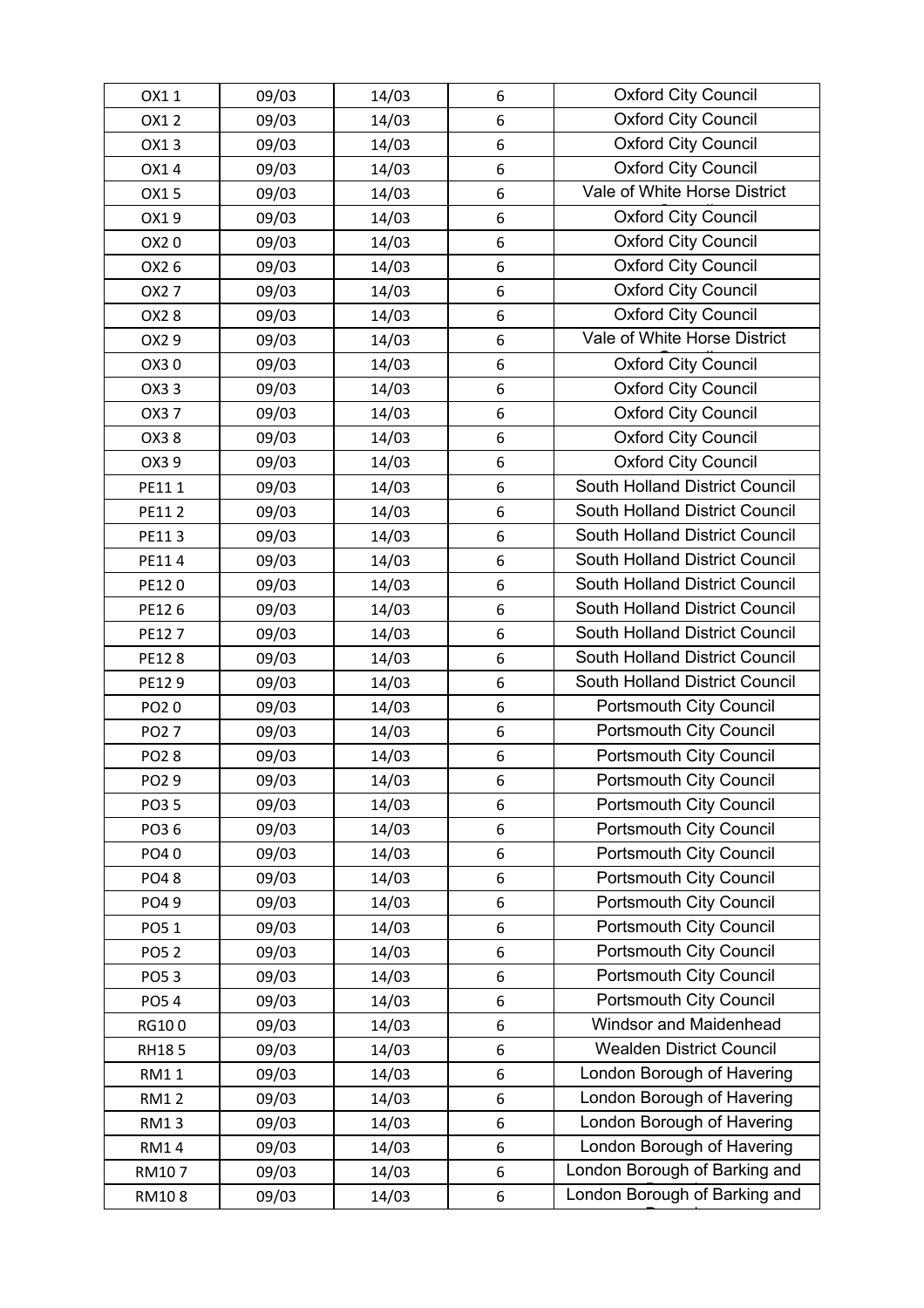| OX1 1 | 09/03 | 14/03 | 6 | Oxford City Council |
|---|---|---|---|---|
| OX1 2 | 09/03 | 14/03 | 6 | Oxford City Council |
| OX1 3 | 09/03 | 14/03 | 6 | Oxford City Council |
| OX1 4 | 09/03 | 14/03 | 6 | Oxford City Council |
| OX1 5 | 09/03 | 14/03 | 6 | Vale of White Horse District |
| OX1 9 | 09/03 | 14/03 | 6 | Oxford City Council |
| OX2 0 | 09/03 | 14/03 | 6 | Oxford City Council |
| OX2 6 | 09/03 | 14/03 | 6 | Oxford City Council |
| OX2 7 | 09/03 | 14/03 | 6 | Oxford City Council |
| OX2 8 | 09/03 | 14/03 | 6 | Oxford City Council |
| OX2 9 | 09/03 | 14/03 | 6 | Vale of White Horse District |
| OX3 0 | 09/03 | 14/03 | 6 | Oxford City Council |
| OX3 3 | 09/03 | 14/03 | 6 | Oxford City Council |
| OX3 7 | 09/03 | 14/03 | 6 | Oxford City Council |
| OX3 8 | 09/03 | 14/03 | 6 | Oxford City Council |
| OX3 9 | 09/03 | 14/03 | 6 | Oxford City Council |
| PE11 1 | 09/03 | 14/03 | 6 | South Holland District Council |
| PE11 2 | 09/03 | 14/03 | 6 | South Holland District Council |
| PE11 3 | 09/03 | 14/03 | 6 | South Holland District Council |
| PE11 4 | 09/03 | 14/03 | 6 | South Holland District Council |
| PE12 0 | 09/03 | 14/03 | 6 | South Holland District Council |
| PE12 6 | 09/03 | 14/03 | 6 | South Holland District Council |
| PE12 7 | 09/03 | 14/03 | 6 | South Holland District Council |
| PE12 8 | 09/03 | 14/03 | 6 | South Holland District Council |
| PE12 9 | 09/03 | 14/03 | 6 | South Holland District Council |
| PO2 0 | 09/03 | 14/03 | 6 | Portsmouth City Council |
| PO2 7 | 09/03 | 14/03 | 6 | Portsmouth City Council |
| PO2 8 | 09/03 | 14/03 | 6 | Portsmouth City Council |
| PO2 9 | 09/03 | 14/03 | 6 | Portsmouth City Council |
| PO3 5 | 09/03 | 14/03 | 6 | Portsmouth City Council |
| PO3 6 | 09/03 | 14/03 | 6 | Portsmouth City Council |
| PO4 0 | 09/03 | 14/03 | 6 | Portsmouth City Council |
| PO4 8 | 09/03 | 14/03 | 6 | Portsmouth City Council |
| PO4 9 | 09/03 | 14/03 | 6 | Portsmouth City Council |
| PO5 1 | 09/03 | 14/03 | 6 | Portsmouth City Council |
| PO5 2 | 09/03 | 14/03 | 6 | Portsmouth City Council |
| PO5 3 | 09/03 | 14/03 | 6 | Portsmouth City Council |
| PO5 4 | 09/03 | 14/03 | 6 | Portsmouth City Council |
| RG10 0 | 09/03 | 14/03 | 6 | Windsor and Maidenhead |
| RH18 5 | 09/03 | 14/03 | 6 | Wealden District Council |
| RM1 1 | 09/03 | 14/03 | 6 | London Borough of Havering |
| RM1 2 | 09/03 | 14/03 | 6 | London Borough of Havering |
| RM1 3 | 09/03 | 14/03 | 6 | London Borough of Havering |
| RM1 4 | 09/03 | 14/03 | 6 | London Borough of Havering |
| RM10 7 | 09/03 | 14/03 | 6 | London Borough of Barking and |
| RM10 8 | 09/03 | 14/03 | 6 | London Borough of Barking and |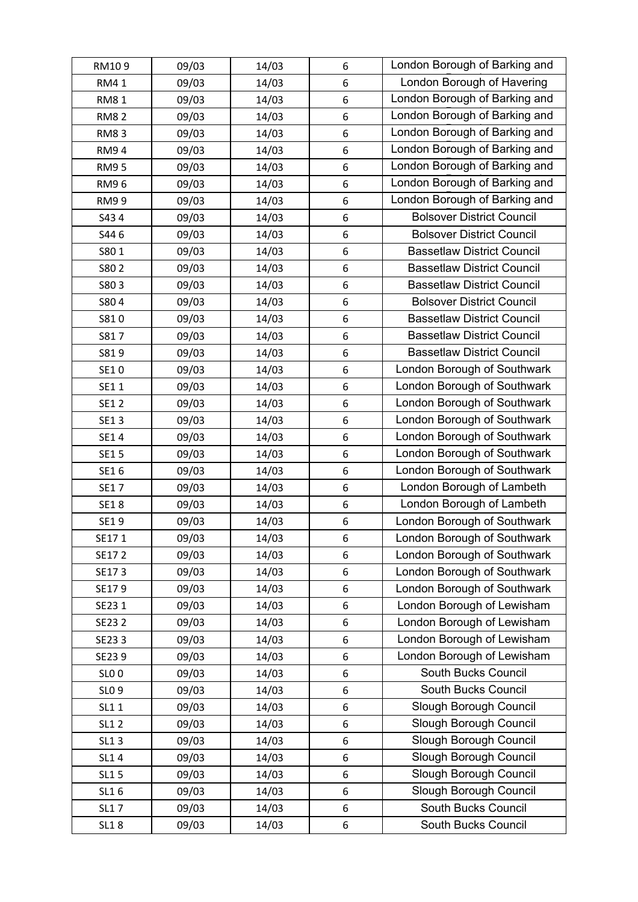| RM10 9 | 09/03 | 14/03 | 6 | London Borough of Barking and |
|---|---|---|---|---|
| RM4 1 | 09/03 | 14/03 | 6 | London Borough of Havering |
| RM8 1 | 09/03 | 14/03 | 6 | London Borough of Barking and |
| RM8 2 | 09/03 | 14/03 | 6 | London Borough of Barking and |
| RM8 3 | 09/03 | 14/03 | 6 | London Borough of Barking and |
| RM9 4 | 09/03 | 14/03 | 6 | London Borough of Barking and |
| RM9 5 | 09/03 | 14/03 | 6 | London Borough of Barking and |
| RM9 6 | 09/03 | 14/03 | 6 | London Borough of Barking and |
| RM9 9 | 09/03 | 14/03 | 6 | London Borough of Barking and |
| S43 4 | 09/03 | 14/03 | 6 | Bolsover District Council |
| S44 6 | 09/03 | 14/03 | 6 | Bolsover District Council |
| S80 1 | 09/03 | 14/03 | 6 | Bassetlaw District Council |
| S80 2 | 09/03 | 14/03 | 6 | Bassetlaw District Council |
| S80 3 | 09/03 | 14/03 | 6 | Bassetlaw District Council |
| S80 4 | 09/03 | 14/03 | 6 | Bolsover District Council |
| S81 0 | 09/03 | 14/03 | 6 | Bassetlaw District Council |
| S81 7 | 09/03 | 14/03 | 6 | Bassetlaw District Council |
| S81 9 | 09/03 | 14/03 | 6 | Bassetlaw District Council |
| SE1 0 | 09/03 | 14/03 | 6 | London Borough of Southwark |
| SE1 1 | 09/03 | 14/03 | 6 | London Borough of Southwark |
| SE1 2 | 09/03 | 14/03 | 6 | London Borough of Southwark |
| SE1 3 | 09/03 | 14/03 | 6 | London Borough of Southwark |
| SE1 4 | 09/03 | 14/03 | 6 | London Borough of Southwark |
| SE1 5 | 09/03 | 14/03 | 6 | London Borough of Southwark |
| SE1 6 | 09/03 | 14/03 | 6 | London Borough of Southwark |
| SE1 7 | 09/03 | 14/03 | 6 | London Borough of Lambeth |
| SE1 8 | 09/03 | 14/03 | 6 | London Borough of Lambeth |
| SE1 9 | 09/03 | 14/03 | 6 | London Borough of Southwark |
| SE17 1 | 09/03 | 14/03 | 6 | London Borough of Southwark |
| SE17 2 | 09/03 | 14/03 | 6 | London Borough of Southwark |
| SE17 3 | 09/03 | 14/03 | 6 | London Borough of Southwark |
| SE17 9 | 09/03 | 14/03 | 6 | London Borough of Southwark |
| SE23 1 | 09/03 | 14/03 | 6 | London Borough of Lewisham |
| SE23 2 | 09/03 | 14/03 | 6 | London Borough of Lewisham |
| SE23 3 | 09/03 | 14/03 | 6 | London Borough of Lewisham |
| SE23 9 | 09/03 | 14/03 | 6 | London Borough of Lewisham |
| SL0 0 | 09/03 | 14/03 | 6 | South Bucks Council |
| SL0 9 | 09/03 | 14/03 | 6 | South Bucks Council |
| SL1 1 | 09/03 | 14/03 | 6 | Slough Borough Council |
| SL1 2 | 09/03 | 14/03 | 6 | Slough Borough Council |
| SL1 3 | 09/03 | 14/03 | 6 | Slough Borough Council |
| SL1 4 | 09/03 | 14/03 | 6 | Slough Borough Council |
| SL1 5 | 09/03 | 14/03 | 6 | Slough Borough Council |
| SL1 6 | 09/03 | 14/03 | 6 | Slough Borough Council |
| SL1 7 | 09/03 | 14/03 | 6 | South Bucks Council |
| SL1 8 | 09/03 | 14/03 | 6 | South Bucks Council |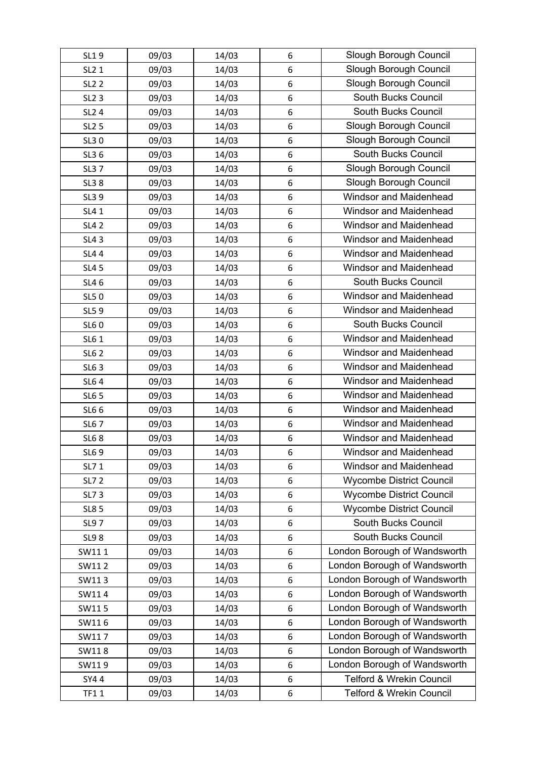| SL1 9 | 09/03 | 14/03 | 6 | Slough Borough Council |
|---|---|---|---|---|
| SL2 1 | 09/03 | 14/03 | 6 | Slough Borough Council |
| SL2 2 | 09/03 | 14/03 | 6 | Slough Borough Council |
| SL2 3 | 09/03 | 14/03 | 6 | South Bucks Council |
| SL2 4 | 09/03 | 14/03 | 6 | South Bucks Council |
| SL2 5 | 09/03 | 14/03 | 6 | Slough Borough Council |
| SL3 0 | 09/03 | 14/03 | 6 | Slough Borough Council |
| SL3 6 | 09/03 | 14/03 | 6 | South Bucks Council |
| SL3 7 | 09/03 | 14/03 | 6 | Slough Borough Council |
| SL3 8 | 09/03 | 14/03 | 6 | Slough Borough Council |
| SL3 9 | 09/03 | 14/03 | 6 | Windsor and Maidenhead |
| SL4 1 | 09/03 | 14/03 | 6 | Windsor and Maidenhead |
| SL4 2 | 09/03 | 14/03 | 6 | Windsor and Maidenhead |
| SL4 3 | 09/03 | 14/03 | 6 | Windsor and Maidenhead |
| SL4 4 | 09/03 | 14/03 | 6 | Windsor and Maidenhead |
| SL4 5 | 09/03 | 14/03 | 6 | Windsor and Maidenhead |
| SL4 6 | 09/03 | 14/03 | 6 | South Bucks Council |
| SL5 0 | 09/03 | 14/03 | 6 | Windsor and Maidenhead |
| SL5 9 | 09/03 | 14/03 | 6 | Windsor and Maidenhead |
| SL6 0 | 09/03 | 14/03 | 6 | South Bucks Council |
| SL6 1 | 09/03 | 14/03 | 6 | Windsor and Maidenhead |
| SL6 2 | 09/03 | 14/03 | 6 | Windsor and Maidenhead |
| SL6 3 | 09/03 | 14/03 | 6 | Windsor and Maidenhead |
| SL6 4 | 09/03 | 14/03 | 6 | Windsor and Maidenhead |
| SL6 5 | 09/03 | 14/03 | 6 | Windsor and Maidenhead |
| SL6 6 | 09/03 | 14/03 | 6 | Windsor and Maidenhead |
| SL6 7 | 09/03 | 14/03 | 6 | Windsor and Maidenhead |
| SL6 8 | 09/03 | 14/03 | 6 | Windsor and Maidenhead |
| SL6 9 | 09/03 | 14/03 | 6 | Windsor and Maidenhead |
| SL7 1 | 09/03 | 14/03 | 6 | Windsor and Maidenhead |
| SL7 2 | 09/03 | 14/03 | 6 | Wycombe District Council |
| SL7 3 | 09/03 | 14/03 | 6 | Wycombe District Council |
| SL8 5 | 09/03 | 14/03 | 6 | Wycombe District Council |
| SL9 7 | 09/03 | 14/03 | 6 | South Bucks Council |
| SL9 8 | 09/03 | 14/03 | 6 | South Bucks Council |
| SW11 1 | 09/03 | 14/03 | 6 | London Borough of Wandsworth |
| SW11 2 | 09/03 | 14/03 | 6 | London Borough of Wandsworth |
| SW11 3 | 09/03 | 14/03 | 6 | London Borough of Wandsworth |
| SW11 4 | 09/03 | 14/03 | 6 | London Borough of Wandsworth |
| SW11 5 | 09/03 | 14/03 | 6 | London Borough of Wandsworth |
| SW11 6 | 09/03 | 14/03 | 6 | London Borough of Wandsworth |
| SW11 7 | 09/03 | 14/03 | 6 | London Borough of Wandsworth |
| SW11 8 | 09/03 | 14/03 | 6 | London Borough of Wandsworth |
| SW11 9 | 09/03 | 14/03 | 6 | London Borough of Wandsworth |
| SY4 4 | 09/03 | 14/03 | 6 | Telford & Wrekin Council |
| TF1 1 | 09/03 | 14/03 | 6 | Telford & Wrekin Council |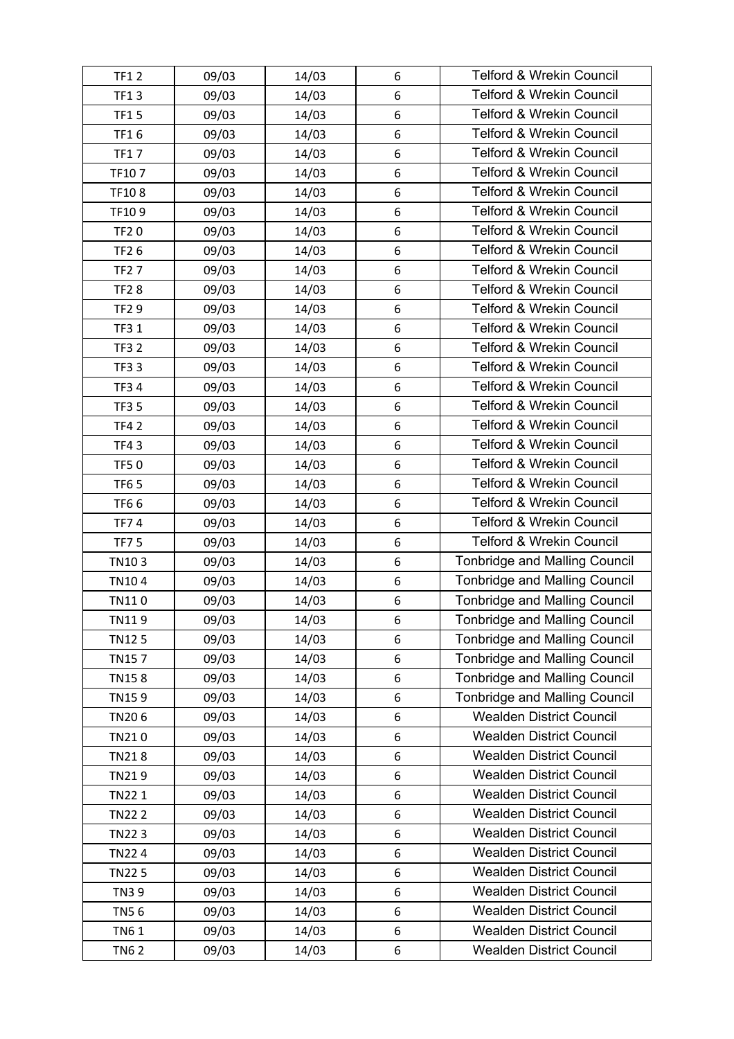| TF1 2 | 09/03 | 14/03 | 6 | Telford & Wrekin Council |
|---|---|---|---|---|
| TF1 3 | 09/03 | 14/03 | 6 | Telford & Wrekin Council |
| TF1 5 | 09/03 | 14/03 | 6 | Telford & Wrekin Council |
| TF1 6 | 09/03 | 14/03 | 6 | Telford & Wrekin Council |
| TF1 7 | 09/03 | 14/03 | 6 | Telford & Wrekin Council |
| TF10 7 | 09/03 | 14/03 | 6 | Telford & Wrekin Council |
| TF10 8 | 09/03 | 14/03 | 6 | Telford & Wrekin Council |
| TF10 9 | 09/03 | 14/03 | 6 | Telford & Wrekin Council |
| TF2 0 | 09/03 | 14/03 | 6 | Telford & Wrekin Council |
| TF2 6 | 09/03 | 14/03 | 6 | Telford & Wrekin Council |
| TF2 7 | 09/03 | 14/03 | 6 | Telford & Wrekin Council |
| TF2 8 | 09/03 | 14/03 | 6 | Telford & Wrekin Council |
| TF2 9 | 09/03 | 14/03 | 6 | Telford & Wrekin Council |
| TF3 1 | 09/03 | 14/03 | 6 | Telford & Wrekin Council |
| TF3 2 | 09/03 | 14/03 | 6 | Telford & Wrekin Council |
| TF3 3 | 09/03 | 14/03 | 6 | Telford & Wrekin Council |
| TF3 4 | 09/03 | 14/03 | 6 | Telford & Wrekin Council |
| TF3 5 | 09/03 | 14/03 | 6 | Telford & Wrekin Council |
| TF4 2 | 09/03 | 14/03 | 6 | Telford & Wrekin Council |
| TF4 3 | 09/03 | 14/03 | 6 | Telford & Wrekin Council |
| TF5 0 | 09/03 | 14/03 | 6 | Telford & Wrekin Council |
| TF6 5 | 09/03 | 14/03 | 6 | Telford & Wrekin Council |
| TF6 6 | 09/03 | 14/03 | 6 | Telford & Wrekin Council |
| TF7 4 | 09/03 | 14/03 | 6 | Telford & Wrekin Council |
| TF7 5 | 09/03 | 14/03 | 6 | Telford & Wrekin Council |
| TN10 3 | 09/03 | 14/03 | 6 | Tonbridge and Malling Council |
| TN10 4 | 09/03 | 14/03 | 6 | Tonbridge and Malling Council |
| TN11 0 | 09/03 | 14/03 | 6 | Tonbridge and Malling Council |
| TN11 9 | 09/03 | 14/03 | 6 | Tonbridge and Malling Council |
| TN12 5 | 09/03 | 14/03 | 6 | Tonbridge and Malling Council |
| TN15 7 | 09/03 | 14/03 | 6 | Tonbridge and Malling Council |
| TN15 8 | 09/03 | 14/03 | 6 | Tonbridge and Malling Council |
| TN15 9 | 09/03 | 14/03 | 6 | Tonbridge and Malling Council |
| TN20 6 | 09/03 | 14/03 | 6 | Wealden District Council |
| TN21 0 | 09/03 | 14/03 | 6 | Wealden District Council |
| TN21 8 | 09/03 | 14/03 | 6 | Wealden District Council |
| TN21 9 | 09/03 | 14/03 | 6 | Wealden District Council |
| TN22 1 | 09/03 | 14/03 | 6 | Wealden District Council |
| TN22 2 | 09/03 | 14/03 | 6 | Wealden District Council |
| TN22 3 | 09/03 | 14/03 | 6 | Wealden District Council |
| TN22 4 | 09/03 | 14/03 | 6 | Wealden District Council |
| TN22 5 | 09/03 | 14/03 | 6 | Wealden District Council |
| TN3 9 | 09/03 | 14/03 | 6 | Wealden District Council |
| TN5 6 | 09/03 | 14/03 | 6 | Wealden District Council |
| TN6 1 | 09/03 | 14/03 | 6 | Wealden District Council |
| TN6 2 | 09/03 | 14/03 | 6 | Wealden District Council |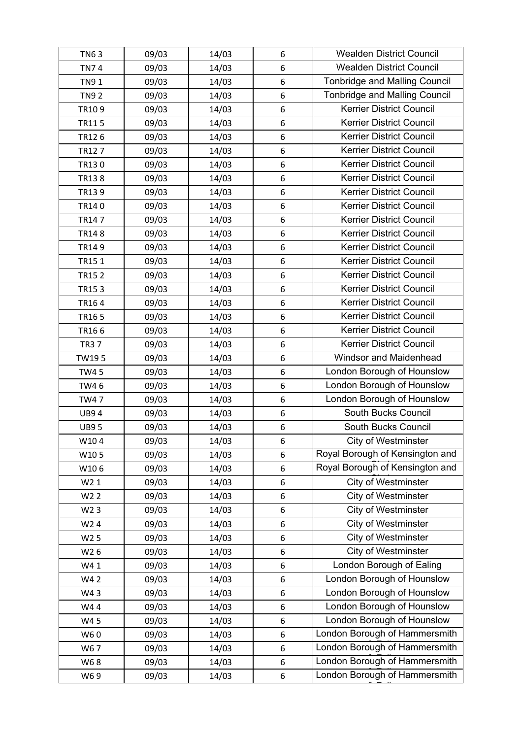| TN6 3 | 09/03 | 14/03 | 6 | Wealden District Council |
|---|---|---|---|---|
| TN7 4 | 09/03 | 14/03 | 6 | Wealden District Council |
| TN9 1 | 09/03 | 14/03 | 6 | Tonbridge and Malling Council |
| TN9 2 | 09/03 | 14/03 | 6 | Tonbridge and Malling Council |
| TR10 9 | 09/03 | 14/03 | 6 | Kerrier District Council |
| TR11 5 | 09/03 | 14/03 | 6 | Kerrier District Council |
| TR12 6 | 09/03 | 14/03 | 6 | Kerrier District Council |
| TR12 7 | 09/03 | 14/03 | 6 | Kerrier District Council |
| TR13 0 | 09/03 | 14/03 | 6 | Kerrier District Council |
| TR13 8 | 09/03 | 14/03 | 6 | Kerrier District Council |
| TR13 9 | 09/03 | 14/03 | 6 | Kerrier District Council |
| TR14 0 | 09/03 | 14/03 | 6 | Kerrier District Council |
| TR14 7 | 09/03 | 14/03 | 6 | Kerrier District Council |
| TR14 8 | 09/03 | 14/03 | 6 | Kerrier District Council |
| TR14 9 | 09/03 | 14/03 | 6 | Kerrier District Council |
| TR15 1 | 09/03 | 14/03 | 6 | Kerrier District Council |
| TR15 2 | 09/03 | 14/03 | 6 | Kerrier District Council |
| TR15 3 | 09/03 | 14/03 | 6 | Kerrier District Council |
| TR16 4 | 09/03 | 14/03 | 6 | Kerrier District Council |
| TR16 5 | 09/03 | 14/03 | 6 | Kerrier District Council |
| TR16 6 | 09/03 | 14/03 | 6 | Kerrier District Council |
| TR3 7 | 09/03 | 14/03 | 6 | Kerrier District Council |
| TW19 5 | 09/03 | 14/03 | 6 | Windsor and Maidenhead |
| TW4 5 | 09/03 | 14/03 | 6 | London Borough of Hounslow |
| TW4 6 | 09/03 | 14/03 | 6 | London Borough of Hounslow |
| TW4 7 | 09/03 | 14/03 | 6 | London Borough of Hounslow |
| UB9 4 | 09/03 | 14/03 | 6 | South Bucks Council |
| UB9 5 | 09/03 | 14/03 | 6 | South Bucks Council |
| W10 4 | 09/03 | 14/03 | 6 | City of Westminster |
| W10 5 | 09/03 | 14/03 | 6 | Royal Borough of Kensington and Chelsea |
| W10 6 | 09/03 | 14/03 | 6 | Royal Borough of Kensington and Chelsea |
| W2 1 | 09/03 | 14/03 | 6 | City of Westminster |
| W2 2 | 09/03 | 14/03 | 6 | City of Westminster |
| W2 3 | 09/03 | 14/03 | 6 | City of Westminster |
| W2 4 | 09/03 | 14/03 | 6 | City of Westminster |
| W2 5 | 09/03 | 14/03 | 6 | City of Westminster |
| W2 6 | 09/03 | 14/03 | 6 | City of Westminster |
| W4 1 | 09/03 | 14/03 | 6 | London Borough of Ealing |
| W4 2 | 09/03 | 14/03 | 6 | London Borough of Hounslow |
| W4 3 | 09/03 | 14/03 | 6 | London Borough of Hounslow |
| W4 4 | 09/03 | 14/03 | 6 | London Borough of Hounslow |
| W4 5 | 09/03 | 14/03 | 6 | London Borough of Hounslow |
| W6 0 | 09/03 | 14/03 | 6 | London Borough of Hammersmith & Fulham |
| W6 7 | 09/03 | 14/03 | 6 | London Borough of Hammersmith & Fulham |
| W6 8 | 09/03 | 14/03 | 6 | London Borough of Hammersmith & Fulham |
| W6 9 | 09/03 | 14/03 | 6 | London Borough of Hammersmith & Fulham |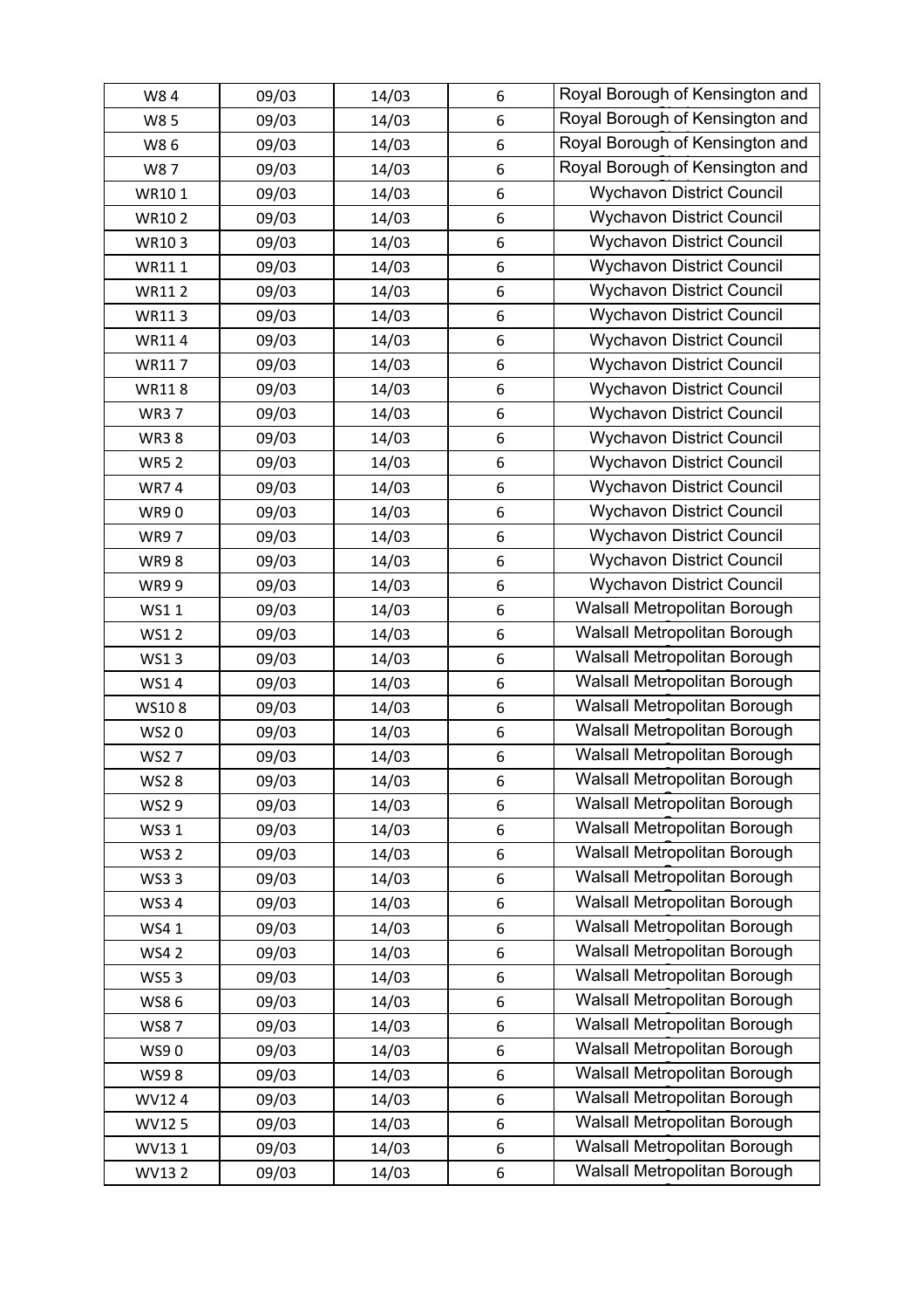| | | | | |
|---|---|---|---|---|
| W8 4 | 09/03 | 14/03 | 6 | Royal Borough of Kensington and |
| W8 5 | 09/03 | 14/03 | 6 | Royal Borough of Kensington and |
| W8 6 | 09/03 | 14/03 | 6 | Royal Borough of Kensington and |
| W8 7 | 09/03 | 14/03 | 6 | Royal Borough of Kensington and |
| WR10 1 | 09/03 | 14/03 | 6 | Wychavon District Council |
| WR10 2 | 09/03 | 14/03 | 6 | Wychavon District Council |
| WR10 3 | 09/03 | 14/03 | 6 | Wychavon District Council |
| WR11 1 | 09/03 | 14/03 | 6 | Wychavon District Council |
| WR11 2 | 09/03 | 14/03 | 6 | Wychavon District Council |
| WR11 3 | 09/03 | 14/03 | 6 | Wychavon District Council |
| WR11 4 | 09/03 | 14/03 | 6 | Wychavon District Council |
| WR11 7 | 09/03 | 14/03 | 6 | Wychavon District Council |
| WR11 8 | 09/03 | 14/03 | 6 | Wychavon District Council |
| WR3 7 | 09/03 | 14/03 | 6 | Wychavon District Council |
| WR3 8 | 09/03 | 14/03 | 6 | Wychavon District Council |
| WR5 2 | 09/03 | 14/03 | 6 | Wychavon District Council |
| WR7 4 | 09/03 | 14/03 | 6 | Wychavon District Council |
| WR9 0 | 09/03 | 14/03 | 6 | Wychavon District Council |
| WR9 7 | 09/03 | 14/03 | 6 | Wychavon District Council |
| WR9 8 | 09/03 | 14/03 | 6 | Wychavon District Council |
| WR9 9 | 09/03 | 14/03 | 6 | Wychavon District Council |
| WS1 1 | 09/03 | 14/03 | 6 | Walsall Metropolitan Borough |
| WS1 2 | 09/03 | 14/03 | 6 | Walsall Metropolitan Borough |
| WS1 3 | 09/03 | 14/03 | 6 | Walsall Metropolitan Borough |
| WS1 4 | 09/03 | 14/03 | 6 | Walsall Metropolitan Borough |
| WS10 8 | 09/03 | 14/03 | 6 | Walsall Metropolitan Borough |
| WS2 0 | 09/03 | 14/03 | 6 | Walsall Metropolitan Borough |
| WS2 7 | 09/03 | 14/03 | 6 | Walsall Metropolitan Borough |
| WS2 8 | 09/03 | 14/03 | 6 | Walsall Metropolitan Borough |
| WS2 9 | 09/03 | 14/03 | 6 | Walsall Metropolitan Borough |
| WS3 1 | 09/03 | 14/03 | 6 | Walsall Metropolitan Borough |
| WS3 2 | 09/03 | 14/03 | 6 | Walsall Metropolitan Borough |
| WS3 3 | 09/03 | 14/03 | 6 | Walsall Metropolitan Borough |
| WS3 4 | 09/03 | 14/03 | 6 | Walsall Metropolitan Borough |
| WS4 1 | 09/03 | 14/03 | 6 | Walsall Metropolitan Borough |
| WS4 2 | 09/03 | 14/03 | 6 | Walsall Metropolitan Borough |
| WS5 3 | 09/03 | 14/03 | 6 | Walsall Metropolitan Borough |
| WS8 6 | 09/03 | 14/03 | 6 | Walsall Metropolitan Borough |
| WS8 7 | 09/03 | 14/03 | 6 | Walsall Metropolitan Borough |
| WS9 0 | 09/03 | 14/03 | 6 | Walsall Metropolitan Borough |
| WS9 8 | 09/03 | 14/03 | 6 | Walsall Metropolitan Borough |
| WV12 4 | 09/03 | 14/03 | 6 | Walsall Metropolitan Borough |
| WV12 5 | 09/03 | 14/03 | 6 | Walsall Metropolitan Borough |
| WV13 1 | 09/03 | 14/03 | 6 | Walsall Metropolitan Borough |
| WV13 2 | 09/03 | 14/03 | 6 | Walsall Metropolitan Borough |